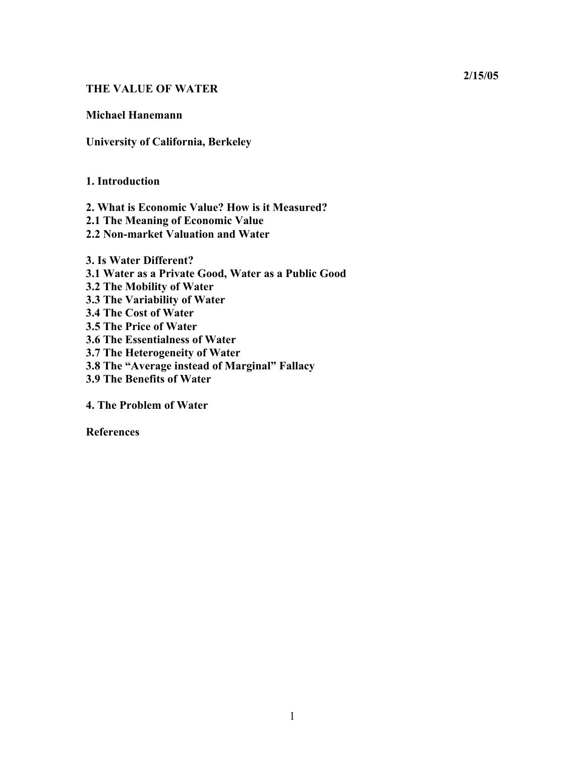**2/15/05**

# THE VALUE OF WATER

**Michael Hanemann**

**University of California, Berkeley**

**1. Introduction**

**2. What is Economic Value? How is it Measured?**
**2.1 The Meaning of Economic Value**
**2.2 Non-market Valuation and Water**

**3. Is Water Different?**
**3.1 Water as a Private Good, Water as a Public Good**
**3.2 The Mobility of Water**
**3.3 The Variability of Water**
**3.4 The Cost of Water**
**3.5 The Price of Water**
**3.6 The Essentialness of Water**
**3.7 The Heterogeneity of Water**
**3.8 The "Average instead of Marginal" Fallacy**
**3.9 The Benefits of Water**

**4. The Problem of Water**

**References**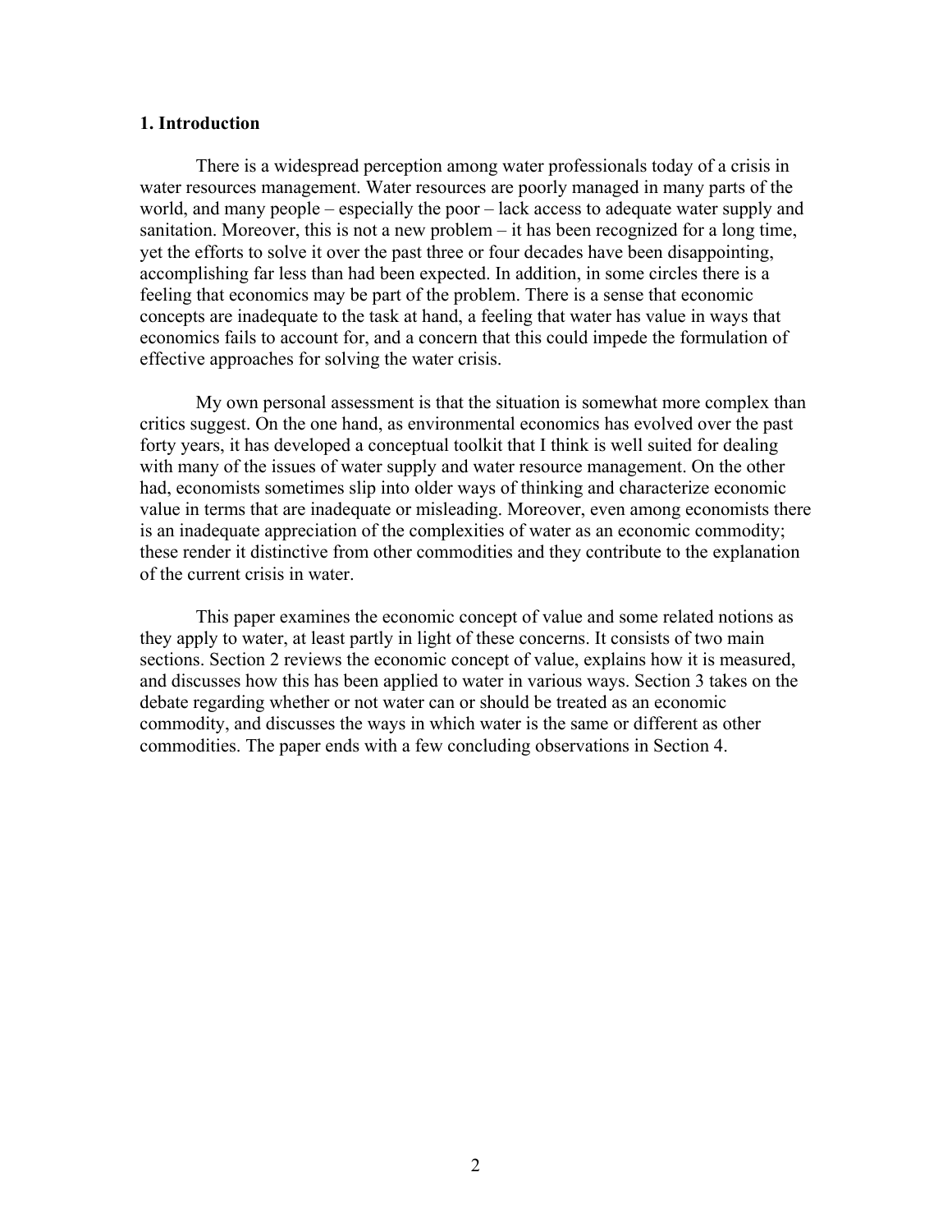## 1. Introduction

There is a widespread perception among water professionals today of a crisis in water resources management. Water resources are poorly managed in many parts of the world, and many people – especially the poor – lack access to adequate water supply and sanitation. Moreover, this is not a new problem – it has been recognized for a long time, yet the efforts to solve it over the past three or four decades have been disappointing, accomplishing far less than had been expected. In addition, in some circles there is a feeling that economics may be part of the problem. There is a sense that economic concepts are inadequate to the task at hand, a feeling that water has value in ways that economics fails to account for, and a concern that this could impede the formulation of effective approaches for solving the water crisis.

My own personal assessment is that the situation is somewhat more complex than critics suggest. On the one hand, as environmental economics has evolved over the past forty years, it has developed a conceptual toolkit that I think is well suited for dealing with many of the issues of water supply and water resource management. On the other had, economists sometimes slip into older ways of thinking and characterize economic value in terms that are inadequate or misleading. Moreover, even among economists there is an inadequate appreciation of the complexities of water as an economic commodity; these render it distinctive from other commodities and they contribute to the explanation of the current crisis in water.

This paper examines the economic concept of value and some related notions as they apply to water, at least partly in light of these concerns. It consists of two main sections. Section 2 reviews the economic concept of value, explains how it is measured, and discusses how this has been applied to water in various ways. Section 3 takes on the debate regarding whether or not water can or should be treated as an economic commodity, and discusses the ways in which water is the same or different as other commodities. The paper ends with a few concluding observations in Section 4.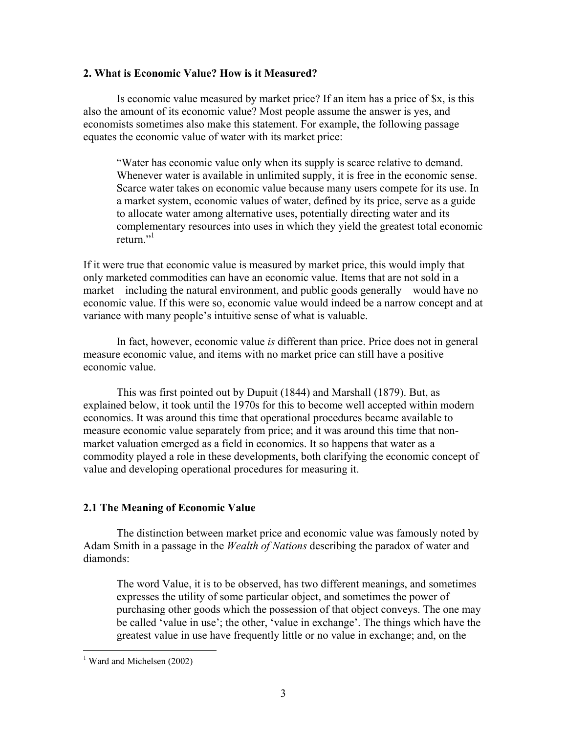## 2. What is Economic Value? How is it Measured?

Is economic value measured by market price? If an item has a price of $x, is this also the amount of its economic value? Most people assume the answer is yes, and economists sometimes also make this statement. For example, the following passage equates the economic value of water with its market price:

> "Water has economic value only when its supply is scarce relative to demand. Whenever water is available in unlimited supply, it is free in the economic sense. Scarce water takes on economic value because many users compete for its use. In a market system, economic values of water, defined by its price, serve as a guide to allocate water among alternative uses, potentially directing water and its complementary resources into uses in which they yield the greatest total economic return."[1]

If it were true that economic value is measured by market price, this would imply that only marketed commodities can have an economic value. Items that are not sold in a market – including the natural environment, and public goods generally – would have no economic value. If this were so, economic value would indeed be a narrow concept and at variance with many people's intuitive sense of what is valuable.

In fact, however, economic value *is* different than price. Price does not in general measure economic value, and items with no market price can still have a positive economic value.

This was first pointed out by Dupuit (1844) and Marshall (1879). But, as explained below, it took until the 1970s for this to become well accepted within modern economics. It was around this time that operational procedures became available to measure economic value separately from price; and it was around this time that non-market valuation emerged as a field in economics. It so happens that water as a commodity played a role in these developments, both clarifying the economic concept of value and developing operational procedures for measuring it.

### 2.1 The Meaning of Economic Value

The distinction between market price and economic value was famously noted by Adam Smith in a passage in the *Wealth of Nations* describing the paradox of water and diamonds:

> The word Value, it is to be observed, has two different meanings, and sometimes expresses the utility of some particular object, and sometimes the power of purchasing other goods which the possession of that object conveys. The one may be called 'value in use'; the other, 'value in exchange'. The things which have the greatest value in use have frequently little or no value in exchange; and, on the

[1] Ward and Michelsen (2002)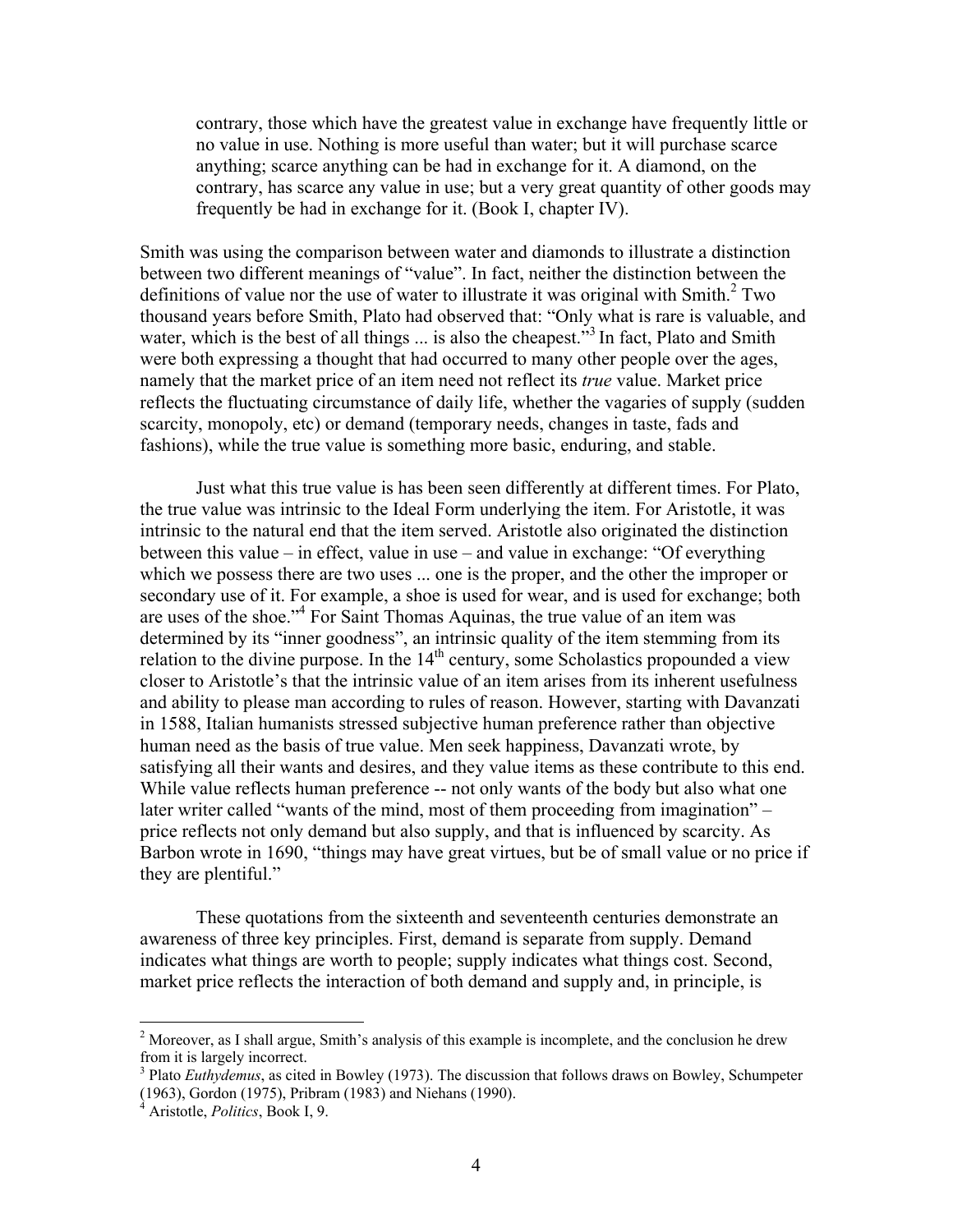> contrary, those which have the greatest value in exchange have frequently little or no value in use. Nothing is more useful than water; but it will purchase scarce anything; scarce anything can be had in exchange for it. A diamond, on the contrary, has scarce any value in use; but a very great quantity of other goods may frequently be had in exchange for it. (Book I, chapter IV).

Smith was using the comparison between water and diamonds to illustrate a distinction between two different meanings of "value". In fact, neither the distinction between the definitions of value nor the use of water to illustrate it was original with Smith.[2] Two thousand years before Smith, Plato had observed that: "Only what is rare is valuable, and water, which is the best of all things ... is also the cheapest."[3] In fact, Plato and Smith were both expressing a thought that had occurred to many other people over the ages, namely that the market price of an item need not reflect its *true* value. Market price reflects the fluctuating circumstance of daily life, whether the vagaries of supply (sudden scarcity, monopoly, etc) or demand (temporary needs, changes in taste, fads and fashions), while the true value is something more basic, enduring, and stable.

Just what this true value is has been seen differently at different times. For Plato, the true value was intrinsic to the Ideal Form underlying the item. For Aristotle, it was intrinsic to the natural end that the item served. Aristotle also originated the distinction between this value – in effect, value in use – and value in exchange: "Of everything which we possess there are two uses ... one is the proper, and the other the improper or secondary use of it. For example, a shoe is used for wear, and is used for exchange; both are uses of the shoe."[4] For Saint Thomas Aquinas, the true value of an item was determined by its "inner goodness", an intrinsic quality of the item stemming from its relation to the divine purpose. In the 14th century, some Scholastics propounded a view closer to Aristotle's that the intrinsic value of an item arises from its inherent usefulness and ability to please man according to rules of reason. However, starting with Davanzati in 1588, Italian humanists stressed subjective human preference rather than objective human need as the basis of true value. Men seek happiness, Davanzati wrote, by satisfying all their wants and desires, and they value items as these contribute to this end. While value reflects human preference -- not only wants of the body but also what one later writer called "wants of the mind, most of them proceeding from imagination" – price reflects not only demand but also supply, and that is influenced by scarcity. As Barbon wrote in 1690, "things may have great virtues, but be of small value or no price if they are plentiful."

These quotations from the sixteenth and seventeenth centuries demonstrate an awareness of three key principles. First, demand is separate from supply. Demand indicates what things are worth to people; supply indicates what things cost. Second, market price reflects the interaction of both demand and supply and, in principle, is

[2] Moreover, as I shall argue, Smith's analysis of this example is incomplete, and the conclusion he drew from it is largely incorrect.

[3] Plato *Euthydemus*, as cited in Bowley (1973). The discussion that follows draws on Bowley, Schumpeter (1963), Gordon (1975), Pribram (1983) and Niehans (1990).

[4] Aristotle, *Politics*, Book I, 9.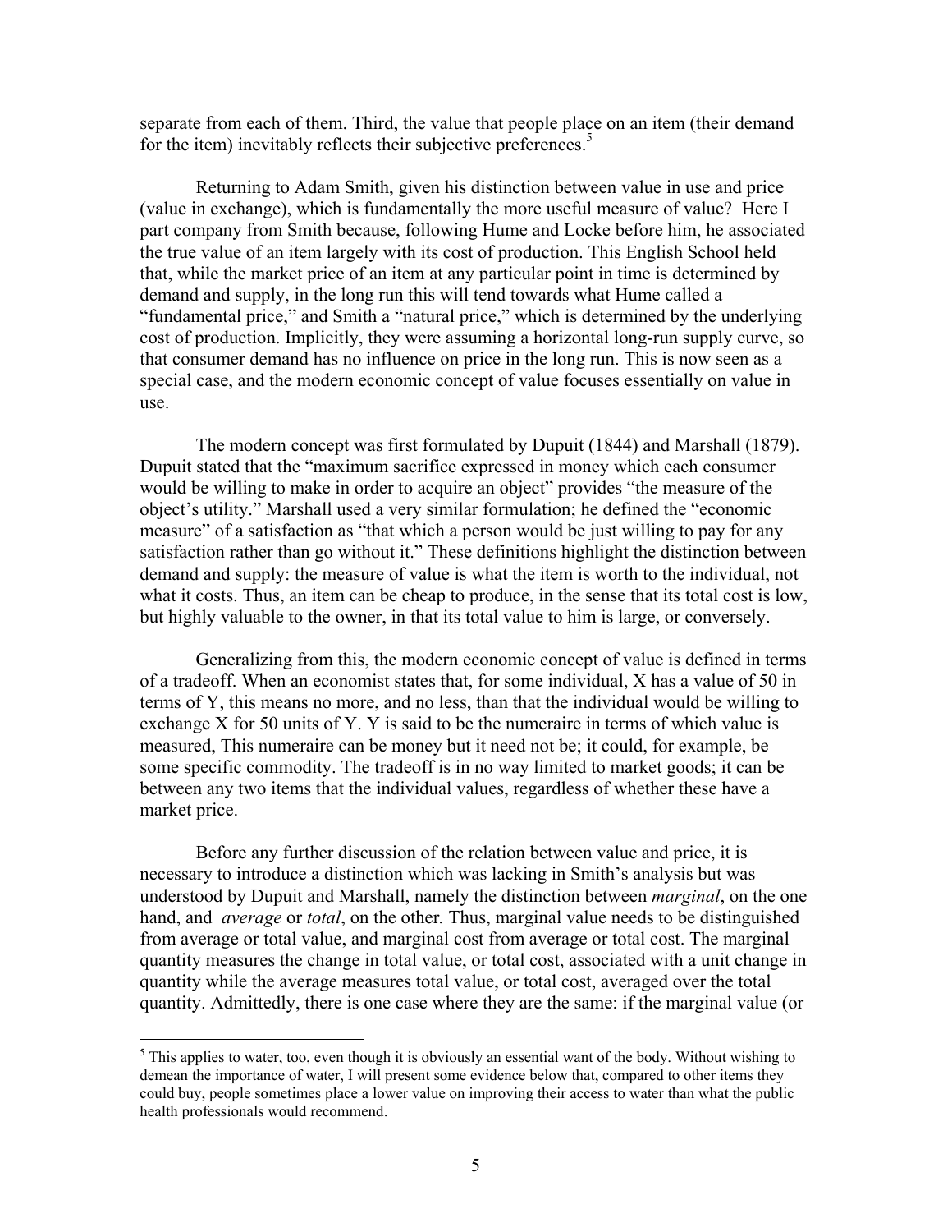separate from each of them. Third, the value that people place on an item (their demand for the item) inevitably reflects their subjective preferences.[5]

Returning to Adam Smith, given his distinction between value in use and price (value in exchange), which is fundamentally the more useful measure of value? Here I part company from Smith because, following Hume and Locke before him, he associated the true value of an item largely with its cost of production. This English School held that, while the market price of an item at any particular point in time is determined by demand and supply, in the long run this will tend towards what Hume called a "fundamental price," and Smith a "natural price," which is determined by the underlying cost of production. Implicitly, they were assuming a horizontal long-run supply curve, so that consumer demand has no influence on price in the long run. This is now seen as a special case, and the modern economic concept of value focuses essentially on value in use.

The modern concept was first formulated by Dupuit (1844) and Marshall (1879). Dupuit stated that the "maximum sacrifice expressed in money which each consumer would be willing to make in order to acquire an object" provides "the measure of the object's utility." Marshall used a very similar formulation; he defined the "economic measure" of a satisfaction as "that which a person would be just willing to pay for any satisfaction rather than go without it." These definitions highlight the distinction between demand and supply: the measure of value is what the item is worth to the individual, not what it costs. Thus, an item can be cheap to produce, in the sense that its total cost is low, but highly valuable to the owner, in that its total value to him is large, or conversely.

Generalizing from this, the modern economic concept of value is defined in terms of a tradeoff. When an economist states that, for some individual, X has a value of 50 in terms of Y, this means no more, and no less, than that the individual would be willing to exchange X for 50 units of Y. Y is said to be the numeraire in terms of which value is measured, This numeraire can be money but it need not be; it could, for example, be some specific commodity. The tradeoff is in no way limited to market goods; it can be between any two items that the individual values, regardless of whether these have a market price.

Before any further discussion of the relation between value and price, it is necessary to introduce a distinction which was lacking in Smith's analysis but was understood by Dupuit and Marshall, namely the distinction between *marginal*, on the one hand, and *average* or *total*, on the other. Thus, marginal value needs to be distinguished from average or total value, and marginal cost from average or total cost. The marginal quantity measures the change in total value, or total cost, associated with a unit change in quantity while the average measures total value, or total cost, averaged over the total quantity. Admittedly, there is one case where they are the same: if the marginal value (or

[5] This applies to water, too, even though it is obviously an essential want of the body. Without wishing to demean the importance of water, I will present some evidence below that, compared to other items they could buy, people sometimes place a lower value on improving their access to water than what the public health professionals would recommend.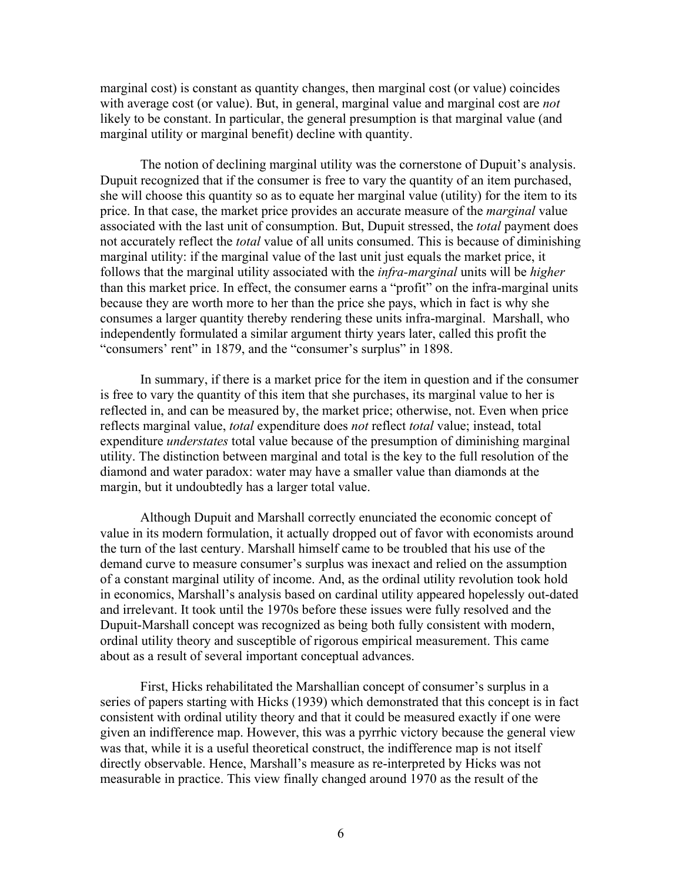marginal cost) is constant as quantity changes, then marginal cost (or value) coincides with average cost (or value). But, in general, marginal value and marginal cost are *not* likely to be constant. In particular, the general presumption is that marginal value (and marginal utility or marginal benefit) decline with quantity.

The notion of declining marginal utility was the cornerstone of Dupuit's analysis. Dupuit recognized that if the consumer is free to vary the quantity of an item purchased, she will choose this quantity so as to equate her marginal value (utility) for the item to its price. In that case, the market price provides an accurate measure of the *marginal* value associated with the last unit of consumption. But, Dupuit stressed, the *total* payment does not accurately reflect the *total* value of all units consumed. This is because of diminishing marginal utility: if the marginal value of the last unit just equals the market price, it follows that the marginal utility associated with the *infra-marginal* units will be *higher* than this market price. In effect, the consumer earns a "profit" on the infra-marginal units because they are worth more to her than the price she pays, which in fact is why she consumes a larger quantity thereby rendering these units infra-marginal. Marshall, who independently formulated a similar argument thirty years later, called this profit the "consumers' rent" in 1879, and the "consumer's surplus" in 1898.

In summary, if there is a market price for the item in question and if the consumer is free to vary the quantity of this item that she purchases, its marginal value to her is reflected in, and can be measured by, the market price; otherwise, not. Even when price reflects marginal value, *total* expenditure does *not* reflect *total* value; instead, total expenditure *understates* total value because of the presumption of diminishing marginal utility. The distinction between marginal and total is the key to the full resolution of the diamond and water paradox: water may have a smaller value than diamonds at the margin, but it undoubtedly has a larger total value.

Although Dupuit and Marshall correctly enunciated the economic concept of value in its modern formulation, it actually dropped out of favor with economists around the turn of the last century. Marshall himself came to be troubled that his use of the demand curve to measure consumer's surplus was inexact and relied on the assumption of a constant marginal utility of income. And, as the ordinal utility revolution took hold in economics, Marshall's analysis based on cardinal utility appeared hopelessly out-dated and irrelevant. It took until the 1970s before these issues were fully resolved and the Dupuit-Marshall concept was recognized as being both fully consistent with modern, ordinal utility theory and susceptible of rigorous empirical measurement. This came about as a result of several important conceptual advances.

First, Hicks rehabilitated the Marshallian concept of consumer's surplus in a series of papers starting with Hicks (1939) which demonstrated that this concept is in fact consistent with ordinal utility theory and that it could be measured exactly if one were given an indifference map. However, this was a pyrrhic victory because the general view was that, while it is a useful theoretical construct, the indifference map is not itself directly observable. Hence, Marshall's measure as re-interpreted by Hicks was not measurable in practice. This view finally changed around 1970 as the result of the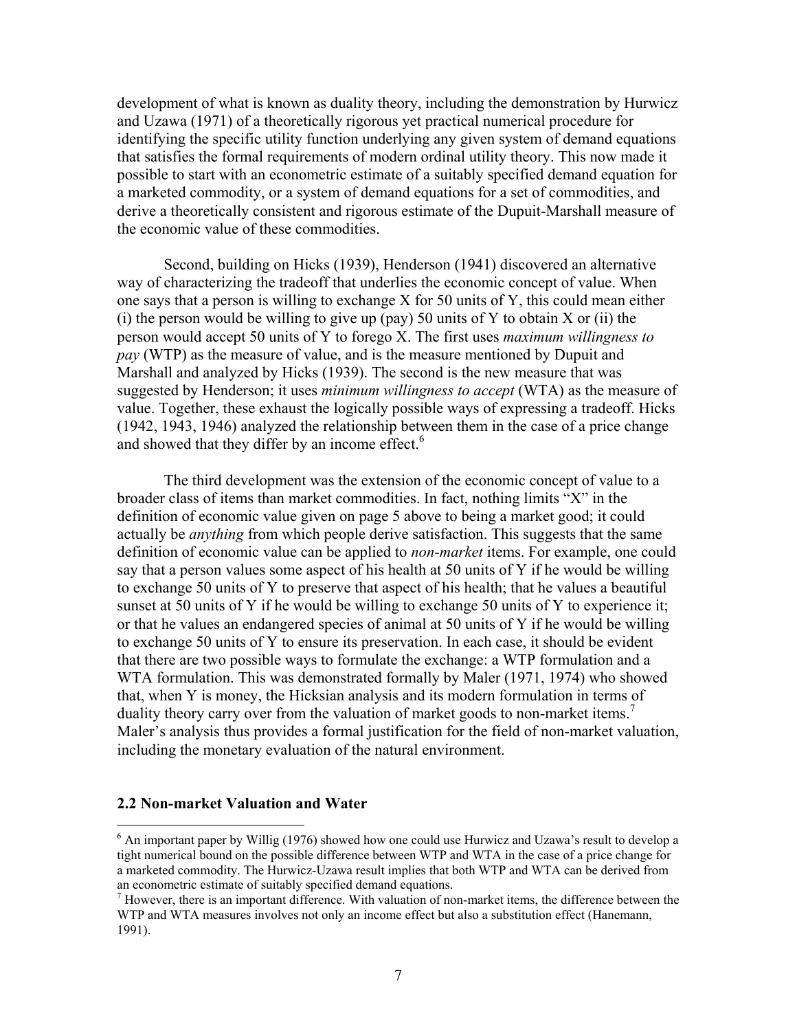development of what is known as duality theory, including the demonstration by Hurwicz and Uzawa (1971) of a theoretically rigorous yet practical numerical procedure for identifying the specific utility function underlying any given system of demand equations that satisfies the formal requirements of modern ordinal utility theory. This now made it possible to start with an econometric estimate of a suitably specified demand equation for a marketed commodity, or a system of demand equations for a set of commodities, and derive a theoretically consistent and rigorous estimate of the Dupuit-Marshall measure of the economic value of these commodities.

Second, building on Hicks (1939), Henderson (1941) discovered an alternative way of characterizing the tradeoff that underlies the economic concept of value. When one says that a person is willing to exchange X for 50 units of Y, this could mean either (i) the person would be willing to give up (pay) 50 units of Y to obtain X or (ii) the person would accept 50 units of Y to forego X. The first uses *maximum willingness to pay* (WTP) as the measure of value, and is the measure mentioned by Dupuit and Marshall and analyzed by Hicks (1939). The second is the new measure that was suggested by Henderson; it uses *minimum willingness to accept* (WTA) as the measure of value. Together, these exhaust the logically possible ways of expressing a tradeoff. Hicks (1942, 1943, 1946) analyzed the relationship between them in the case of a price change and showed that they differ by an income effect.[6]

The third development was the extension of the economic concept of value to a broader class of items than market commodities. In fact, nothing limits "X" in the definition of economic value given on page 5 above to being a market good; it could actually be *anything* from which people derive satisfaction. This suggests that the same definition of economic value can be applied to *non-market* items. For example, one could say that a person values some aspect of his health at 50 units of Y if he would be willing to exchange 50 units of Y to preserve that aspect of his health; that he values a beautiful sunset at 50 units of Y if he would be willing to exchange 50 units of Y to experience it; or that he values an endangered species of animal at 50 units of Y if he would be willing to exchange 50 units of Y to ensure its preservation. In each case, it should be evident that there are two possible ways to formulate the exchange: a WTP formulation and a WTA formulation. This was demonstrated formally by Maler (1971, 1974) who showed that, when Y is money, the Hicksian analysis and its modern formulation in terms of duality theory carry over from the valuation of market goods to non-market items.[7] Maler's analysis thus provides a formal justification for the field of non-market valuation, including the monetary evaluation of the natural environment.

## 2.2 Non-market Valuation and Water

[6] An important paper by Willig (1976) showed how one could use Hurwicz and Uzawa's result to develop a tight numerical bound on the possible difference between WTP and WTA in the case of a price change for a marketed commodity. The Hurwicz-Uzawa result implies that both WTP and WTA can be derived from an econometric estimate of suitably specified demand equations.

[7] However, there is an important difference. With valuation of non-market items, the difference between the WTP and WTA measures involves not only an income effect but also a substitution effect (Hanemann, 1991).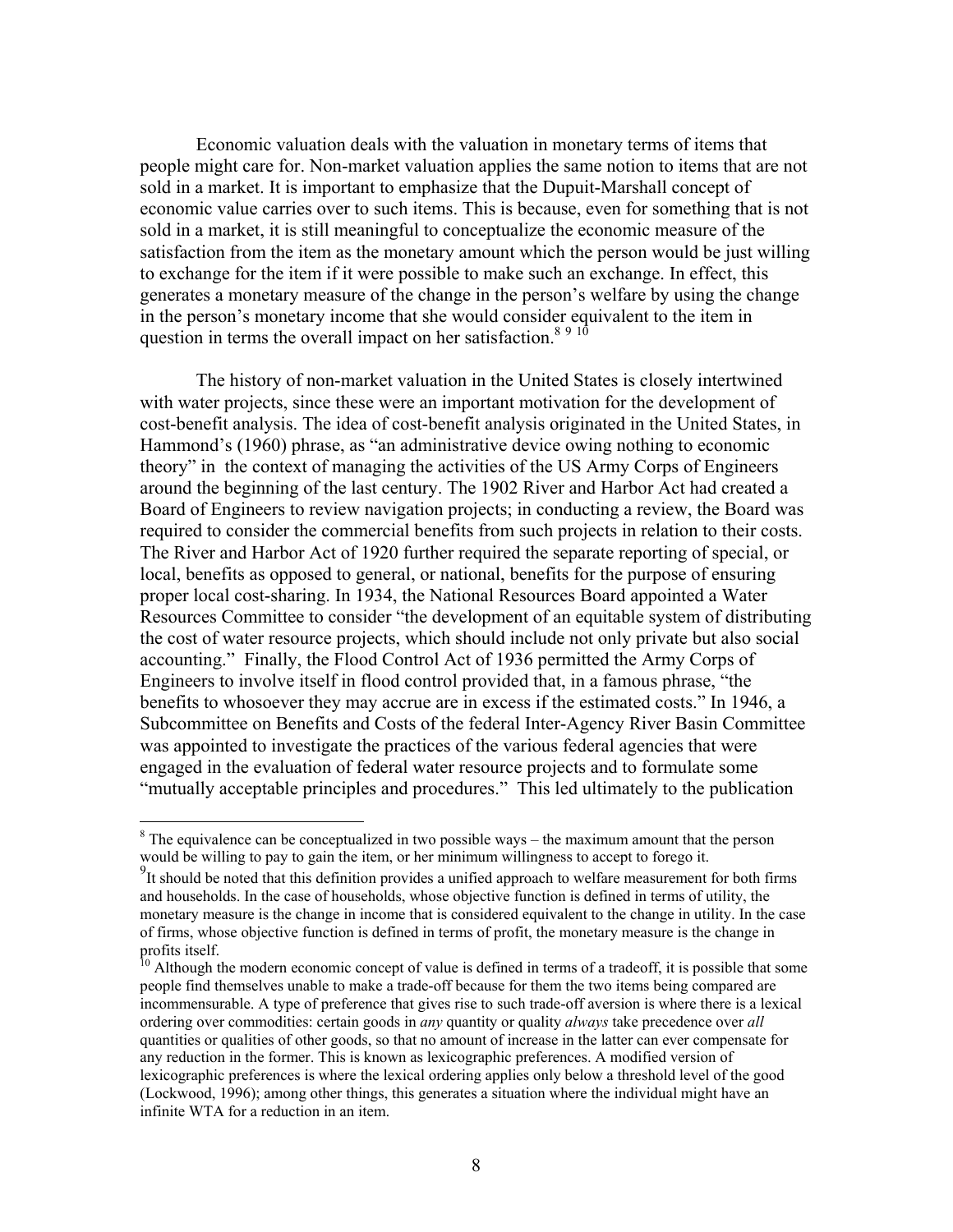Economic valuation deals with the valuation in monetary terms of items that people might care for. Non-market valuation applies the same notion to items that are not sold in a market. It is important to emphasize that the Dupuit-Marshall concept of economic value carries over to such items. This is because, even for something that is not sold in a market, it is still meaningful to conceptualize the economic measure of the satisfaction from the item as the monetary amount which the person would be just willing to exchange for the item if it were possible to make such an exchange. In effect, this generates a monetary measure of the change in the person's welfare by using the change in the person's monetary income that she would consider equivalent to the item in question in terms the overall impact on her satisfaction.[8] [9] [10]

The history of non-market valuation in the United States is closely intertwined with water projects, since these were an important motivation for the development of cost-benefit analysis. The idea of cost-benefit analysis originated in the United States, in Hammond's (1960) phrase, as "an administrative device owing nothing to economic theory" in the context of managing the activities of the US Army Corps of Engineers around the beginning of the last century. The 1902 River and Harbor Act had created a Board of Engineers to review navigation projects; in conducting a review, the Board was required to consider the commercial benefits from such projects in relation to their costs. The River and Harbor Act of 1920 further required the separate reporting of special, or local, benefits as opposed to general, or national, benefits for the purpose of ensuring proper local cost-sharing. In 1934, the National Resources Board appointed a Water Resources Committee to consider "the development of an equitable system of distributing the cost of water resource projects, which should include not only private but also social accounting." Finally, the Flood Control Act of 1936 permitted the Army Corps of Engineers to involve itself in flood control provided that, in a famous phrase, "the benefits to whosoever they may accrue are in excess if the estimated costs." In 1946, a Subcommittee on Benefits and Costs of the federal Inter-Agency River Basin Committee was appointed to investigate the practices of the various federal agencies that were engaged in the evaluation of federal water resource projects and to formulate some "mutually acceptable principles and procedures." This led ultimately to the publication

---

[8] The equivalence can be conceptualized in two possible ways – the maximum amount that the person would be willing to pay to gain the item, or her minimum willingness to accept to forego it.

[9] It should be noted that this definition provides a unified approach to welfare measurement for both firms and households. In the case of households, whose objective function is defined in terms of utility, the monetary measure is the change in income that is considered equivalent to the change in utility. In the case of firms, whose objective function is defined in terms of profit, the monetary measure is the change in profits itself.

[10] Although the modern economic concept of value is defined in terms of a tradeoff, it is possible that some people find themselves unable to make a trade-off because for them the two items being compared are incommensurable. A type of preference that gives rise to such trade-off aversion is where there is a lexical ordering over commodities: certain goods in *any* quantity or quality *always* take precedence over *all* quantities or qualities of other goods, so that no amount of increase in the latter can ever compensate for any reduction in the former. This is known as lexicographic preferences. A modified version of lexicographic preferences is where the lexical ordering applies only below a threshold level of the good (Lockwood, 1996); among other things, this generates a situation where the individual might have an infinite WTA for a reduction in an item.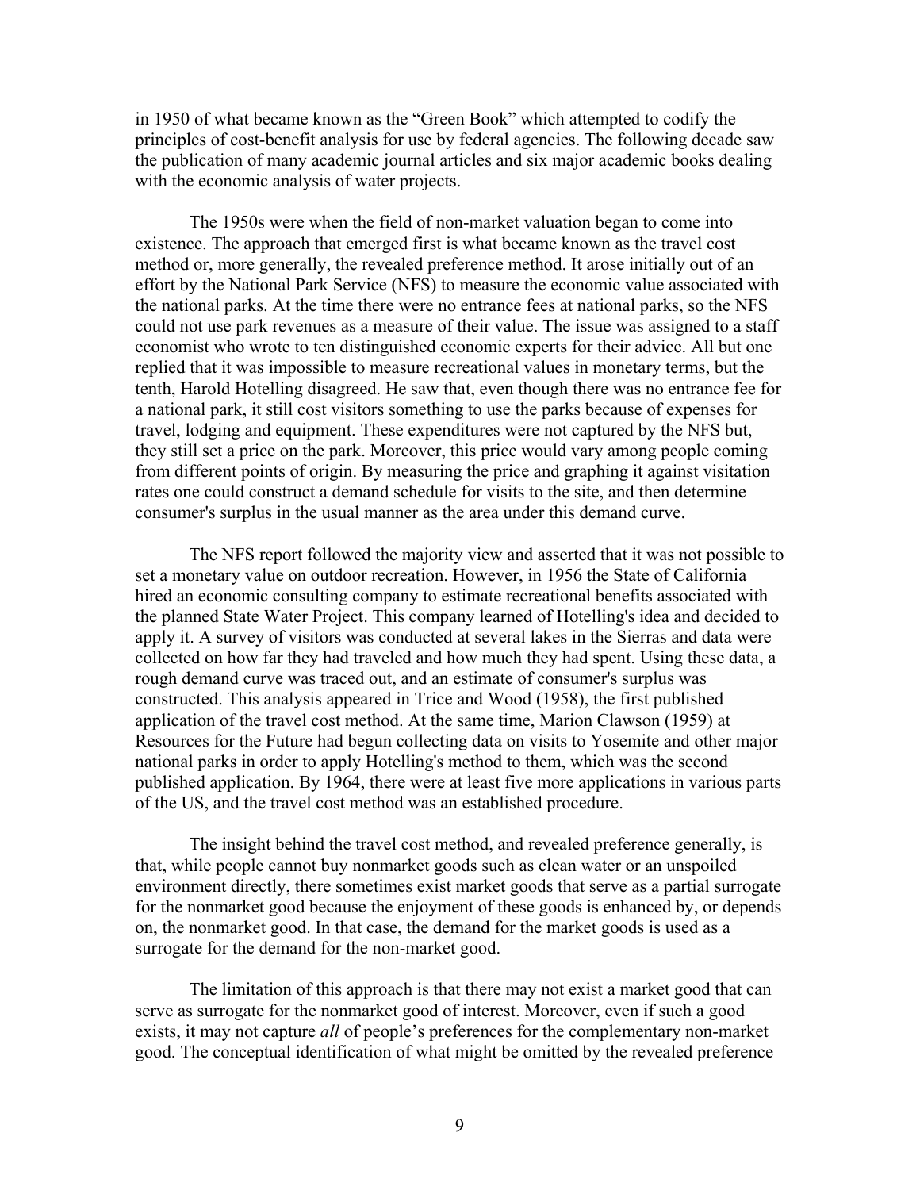in 1950 of what became known as the "Green Book" which attempted to codify the principles of cost-benefit analysis for use by federal agencies. The following decade saw the publication of many academic journal articles and six major academic books dealing with the economic analysis of water projects.

The 1950s were when the field of non-market valuation began to come into existence. The approach that emerged first is what became known as the travel cost method or, more generally, the revealed preference method. It arose initially out of an effort by the National Park Service (NFS) to measure the economic value associated with the national parks. At the time there were no entrance fees at national parks, so the NFS could not use park revenues as a measure of their value. The issue was assigned to a staff economist who wrote to ten distinguished economic experts for their advice. All but one replied that it was impossible to measure recreational values in monetary terms, but the tenth, Harold Hotelling disagreed. He saw that, even though there was no entrance fee for a national park, it still cost visitors something to use the parks because of expenses for travel, lodging and equipment. These expenditures were not captured by the NFS but, they still set a price on the park. Moreover, this price would vary among people coming from different points of origin. By measuring the price and graphing it against visitation rates one could construct a demand schedule for visits to the site, and then determine consumer's surplus in the usual manner as the area under this demand curve.

The NFS report followed the majority view and asserted that it was not possible to set a monetary value on outdoor recreation. However, in 1956 the State of California hired an economic consulting company to estimate recreational benefits associated with the planned State Water Project. This company learned of Hotelling's idea and decided to apply it. A survey of visitors was conducted at several lakes in the Sierras and data were collected on how far they had traveled and how much they had spent. Using these data, a rough demand curve was traced out, and an estimate of consumer's surplus was constructed. This analysis appeared in Trice and Wood (1958), the first published application of the travel cost method. At the same time, Marion Clawson (1959) at Resources for the Future had begun collecting data on visits to Yosemite and other major national parks in order to apply Hotelling's method to them, which was the second published application. By 1964, there were at least five more applications in various parts of the US, and the travel cost method was an established procedure.

The insight behind the travel cost method, and revealed preference generally, is that, while people cannot buy nonmarket goods such as clean water or an unspoiled environment directly, there sometimes exist market goods that serve as a partial surrogate for the nonmarket good because the enjoyment of these goods is enhanced by, or depends on, the nonmarket good. In that case, the demand for the market goods is used as a surrogate for the demand for the non-market good.

The limitation of this approach is that there may not exist a market good that can serve as surrogate for the nonmarket good of interest. Moreover, even if such a good exists, it may not capture *all* of people's preferences for the complementary non-market good. The conceptual identification of what might be omitted by the revealed preference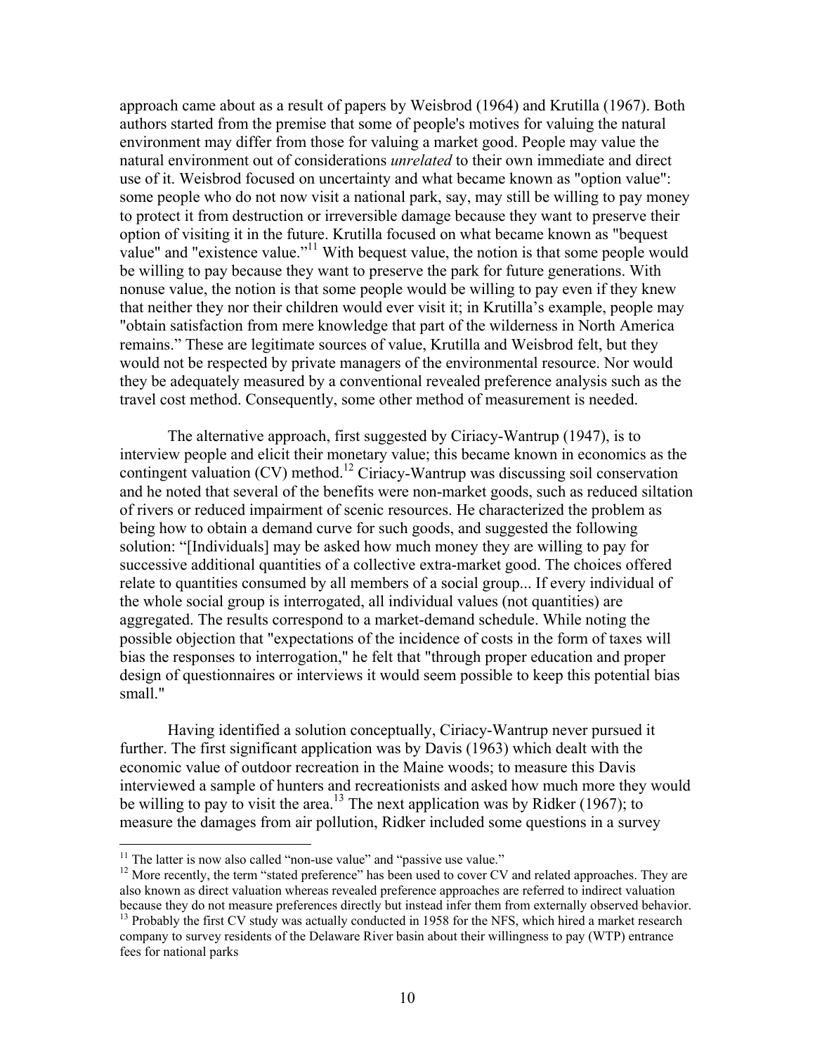approach came about as a result of papers by Weisbrod (1964) and Krutilla (1967). Both authors started from the premise that some of people's motives for valuing the natural environment may differ from those for valuing a market good. People may value the natural environment out of considerations *unrelated* to their own immediate and direct use of it. Weisbrod focused on uncertainty and what became known as "option value": some people who do not now visit a national park, say, may still be willing to pay money to protect it from destruction or irreversible damage because they want to preserve their option of visiting it in the future. Krutilla focused on what became known as "bequest value" and "existence value."[11] With bequest value, the notion is that some people would be willing to pay because they want to preserve the park for future generations. With nonuse value, the notion is that some people would be willing to pay even if they knew that neither they nor their children would ever visit it; in Krutilla's example, people may "obtain satisfaction from mere knowledge that part of the wilderness in North America remains." These are legitimate sources of value, Krutilla and Weisbrod felt, but they would not be respected by private managers of the environmental resource. Nor would they be adequately measured by a conventional revealed preference analysis such as the travel cost method. Consequently, some other method of measurement is needed.

The alternative approach, first suggested by Ciriacy-Wantrup (1947), is to interview people and elicit their monetary value; this became known in economics as the contingent valuation (CV) method.[12] Ciriacy-Wantrup was discussing soil conservation and he noted that several of the benefits were non-market goods, such as reduced siltation of rivers or reduced impairment of scenic resources. He characterized the problem as being how to obtain a demand curve for such goods, and suggested the following solution: "[Individuals] may be asked how much money they are willing to pay for successive additional quantities of a collective extra-market good. The choices offered relate to quantities consumed by all members of a social group... If every individual of the whole social group is interrogated, all individual values (not quantities) are aggregated. The results correspond to a market-demand schedule. While noting the possible objection that "expectations of the incidence of costs in the form of taxes will bias the responses to interrogation," he felt that "through proper education and proper design of questionnaires or interviews it would seem possible to keep this potential bias small."

Having identified a solution conceptually, Ciriacy-Wantrup never pursued it further. The first significant application was by Davis (1963) which dealt with the economic value of outdoor recreation in the Maine woods; to measure this Davis interviewed a sample of hunters and recreationists and asked how much more they would be willing to pay to visit the area.[13] The next application was by Ridker (1967); to measure the damages from air pollution, Ridker included some questions in a survey

---

[11] The latter is now also called "non-use value" and "passive use value."

[12] More recently, the term "stated preference" has been used to cover CV and related approaches. They are also known as direct valuation whereas revealed preference approaches are referred to indirect valuation because they do not measure preferences directly but instead infer them from externally observed behavior.

[13] Probably the first CV study was actually conducted in 1958 for the NFS, which hired a market research company to survey residents of the Delaware River basin about their willingness to pay (WTP) entrance fees for national parks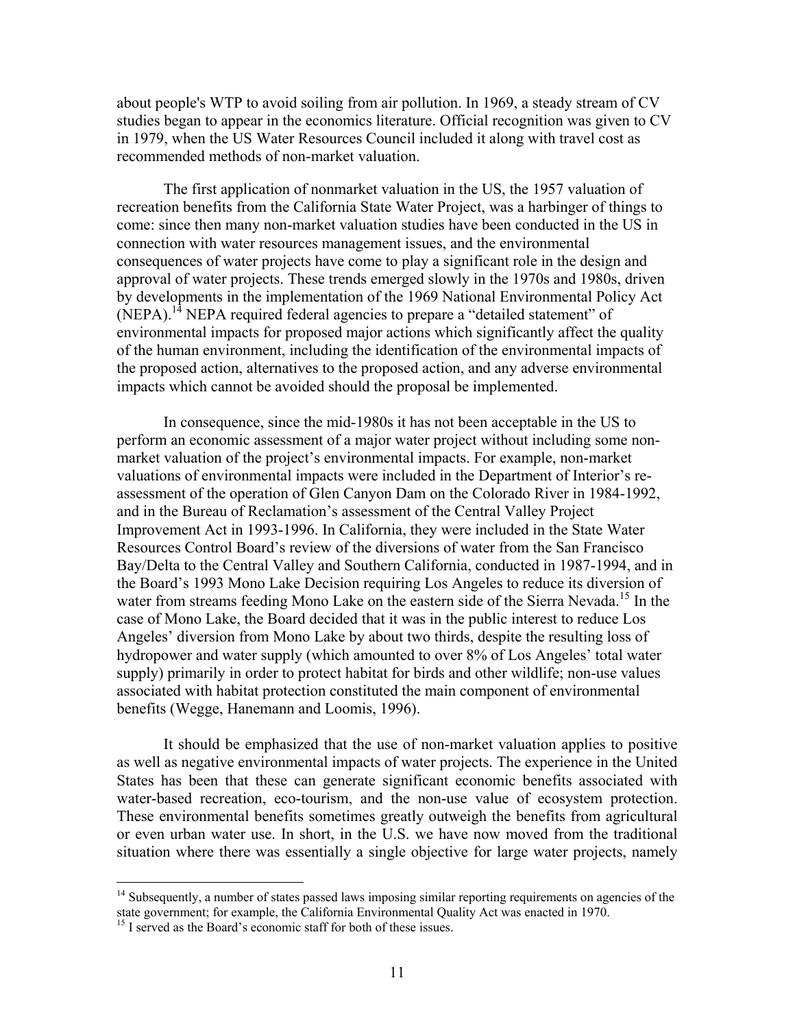about people's WTP to avoid soiling from air pollution. In 1969, a steady stream of CV studies began to appear in the economics literature. Official recognition was given to CV in 1979, when the US Water Resources Council included it along with travel cost as recommended methods of non-market valuation.

The first application of nonmarket valuation in the US, the 1957 valuation of recreation benefits from the California State Water Project, was a harbinger of things to come: since then many non-market valuation studies have been conducted in the US in connection with water resources management issues, and the environmental consequences of water projects have come to play a significant role in the design and approval of water projects. These trends emerged slowly in the 1970s and 1980s, driven by developments in the implementation of the 1969 National Environmental Policy Act (NEPA).[14] NEPA required federal agencies to prepare a "detailed statement" of environmental impacts for proposed major actions which significantly affect the quality of the human environment, including the identification of the environmental impacts of the proposed action, alternatives to the proposed action, and any adverse environmental impacts which cannot be avoided should the proposal be implemented.

In consequence, since the mid-1980s it has not been acceptable in the US to perform an economic assessment of a major water project without including some non-market valuation of the project's environmental impacts. For example, non-market valuations of environmental impacts were included in the Department of Interior's re-assessment of the operation of Glen Canyon Dam on the Colorado River in 1984-1992, and in the Bureau of Reclamation's assessment of the Central Valley Project Improvement Act in 1993-1996. In California, they were included in the State Water Resources Control Board's review of the diversions of water from the San Francisco Bay/Delta to the Central Valley and Southern California, conducted in 1987-1994, and in the Board's 1993 Mono Lake Decision requiring Los Angeles to reduce its diversion of water from streams feeding Mono Lake on the eastern side of the Sierra Nevada.[15] In the case of Mono Lake, the Board decided that it was in the public interest to reduce Los Angeles' diversion from Mono Lake by about two thirds, despite the resulting loss of hydropower and water supply (which amounted to over 8% of Los Angeles' total water supply) primarily in order to protect habitat for birds and other wildlife; non-use values associated with habitat protection constituted the main component of environmental benefits (Wegge, Hanemann and Loomis, 1996).

It should be emphasized that the use of non-market valuation applies to positive as well as negative environmental impacts of water projects. The experience in the United States has been that these can generate significant economic benefits associated with water-based recreation, eco-tourism, and the non-use value of ecosystem protection. These environmental benefits sometimes greatly outweigh the benefits from agricultural or even urban water use. In short, in the U.S. we have now moved from the traditional situation where there was essentially a single objective for large water projects, namely

---

[14] Subsequently, a number of states passed laws imposing similar reporting requirements on agencies of the state government; for example, the California Environmental Quality Act was enacted in 1970.

[15] I served as the Board's economic staff for both of these issues.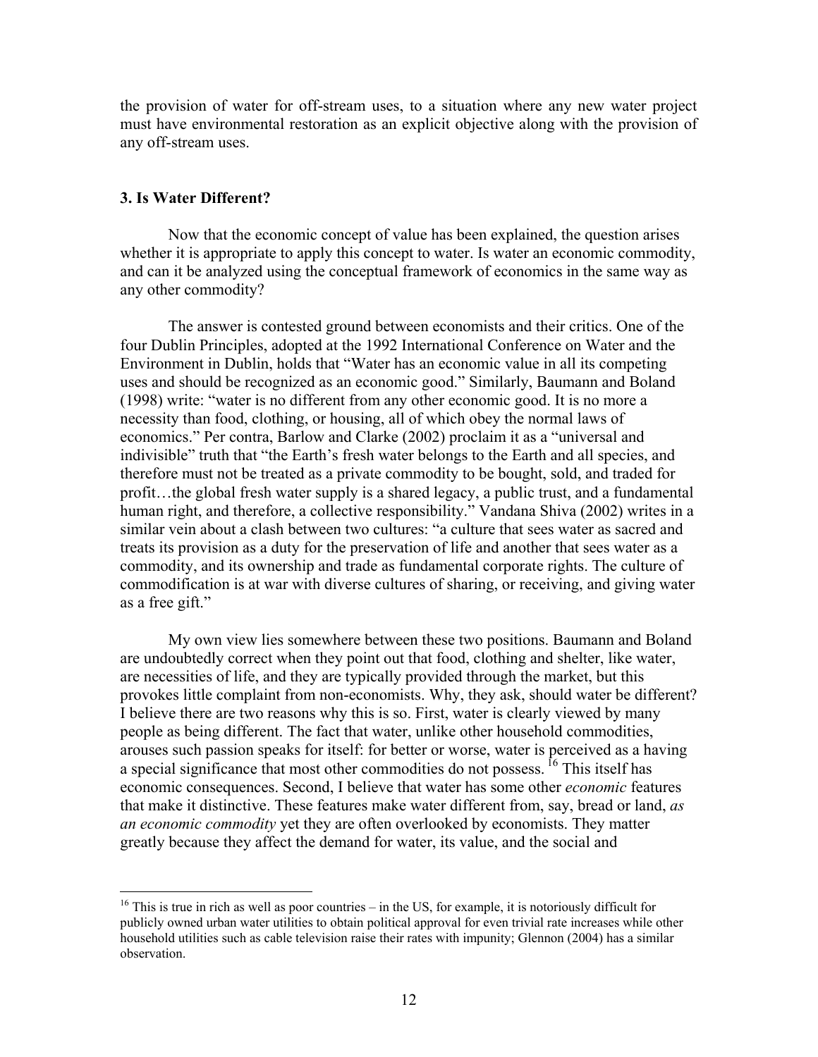the provision of water for off-stream uses, to a situation where any new water project must have environmental restoration as an explicit objective along with the provision of any off-stream uses.

### 3. Is Water Different?

Now that the economic concept of value has been explained, the question arises whether it is appropriate to apply this concept to water. Is water an economic commodity, and can it be analyzed using the conceptual framework of economics in the same way as any other commodity?

The answer is contested ground between economists and their critics. One of the four Dublin Principles, adopted at the 1992 International Conference on Water and the Environment in Dublin, holds that "Water has an economic value in all its competing uses and should be recognized as an economic good." Similarly, Baumann and Boland (1998) write: "water is no different from any other economic good. It is no more a necessity than food, clothing, or housing, all of which obey the normal laws of economics." Per contra, Barlow and Clarke (2002) proclaim it as a "universal and indivisible" truth that "the Earth's fresh water belongs to the Earth and all species, and therefore must not be treated as a private commodity to be bought, sold, and traded for profit…the global fresh water supply is a shared legacy, a public trust, and a fundamental human right, and therefore, a collective responsibility." Vandana Shiva (2002) writes in a similar vein about a clash between two cultures: "a culture that sees water as sacred and treats its provision as a duty for the preservation of life and another that sees water as a commodity, and its ownership and trade as fundamental corporate rights. The culture of commodification is at war with diverse cultures of sharing, or receiving, and giving water as a free gift."

My own view lies somewhere between these two positions. Baumann and Boland are undoubtedly correct when they point out that food, clothing and shelter, like water, are necessities of life, and they are typically provided through the market, but this provokes little complaint from non-economists. Why, they ask, should water be different? I believe there are two reasons why this is so. First, water is clearly viewed by many people as being different. The fact that water, unlike other household commodities, arouses such passion speaks for itself: for better or worse, water is perceived as a having a special significance that most other commodities do not possess. [16] This itself has economic consequences. Second, I believe that water has some other *economic* features that make it distinctive. These features make water different from, say, bread or land, *as an economic commodity* yet they are often overlooked by economists. They matter greatly because they affect the demand for water, its value, and the social and

---

[16] This is true in rich as well as poor countries – in the US, for example, it is notoriously difficult for publicly owned urban water utilities to obtain political approval for even trivial rate increases while other household utilities such as cable television raise their rates with impunity; Glennon (2004) has a similar observation.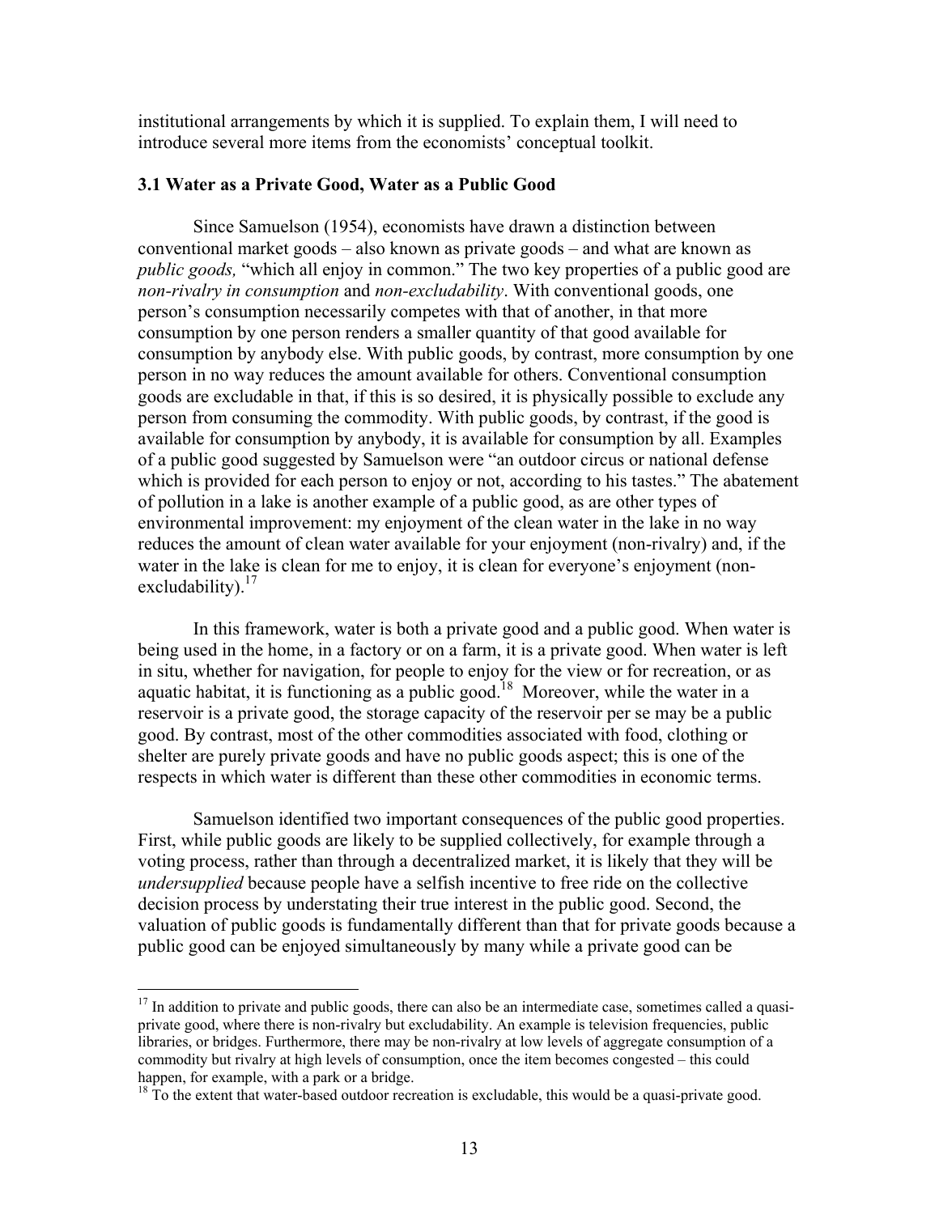institutional arrangements by which it is supplied. To explain them, I will need to introduce several more items from the economists' conceptual toolkit.

### 3.1 Water as a Private Good, Water as a Public Good

Since Samuelson (1954), economists have drawn a distinction between conventional market goods – also known as private goods – and what are known as *public goods,* "which all enjoy in common." The two key properties of a public good are *non-rivalry in consumption* and *non-excludability*. With conventional goods, one person's consumption necessarily competes with that of another, in that more consumption by one person renders a smaller quantity of that good available for consumption by anybody else. With public goods, by contrast, more consumption by one person in no way reduces the amount available for others. Conventional consumption goods are excludable in that, if this is so desired, it is physically possible to exclude any person from consuming the commodity. With public goods, by contrast, if the good is available for consumption by anybody, it is available for consumption by all. Examples of a public good suggested by Samuelson were "an outdoor circus or national defense which is provided for each person to enjoy or not, according to his tastes." The abatement of pollution in a lake is another example of a public good, as are other types of environmental improvement: my enjoyment of the clean water in the lake in no way reduces the amount of clean water available for your enjoyment (non-rivalry) and, if the water in the lake is clean for me to enjoy, it is clean for everyone's enjoyment (non-excludability).[17]

In this framework, water is both a private good and a public good. When water is being used in the home, in a factory or on a farm, it is a private good. When water is left in situ, whether for navigation, for people to enjoy for the view or for recreation, or as aquatic habitat, it is functioning as a public good.[18] Moreover, while the water in a reservoir is a private good, the storage capacity of the reservoir per se may be a public good. By contrast, most of the other commodities associated with food, clothing or shelter are purely private goods and have no public goods aspect; this is one of the respects in which water is different than these other commodities in economic terms.

Samuelson identified two important consequences of the public good properties. First, while public goods are likely to be supplied collectively, for example through a voting process, rather than through a decentralized market, it is likely that they will be *undersupplied* because people have a selfish incentive to free ride on the collective decision process by understating their true interest in the public good. Second, the valuation of public goods is fundamentally different than that for private goods because a public good can be enjoyed simultaneously by many while a private good can be

---

[17] In addition to private and public goods, there can also be an intermediate case, sometimes called a quasi-private good, where there is non-rivalry but excludability. An example is television frequencies, public libraries, or bridges. Furthermore, there may be non-rivalry at low levels of aggregate consumption of a commodity but rivalry at high levels of consumption, once the item becomes congested – this could happen, for example, with a park or a bridge.

[18] To the extent that water-based outdoor recreation is excludable, this would be a quasi-private good.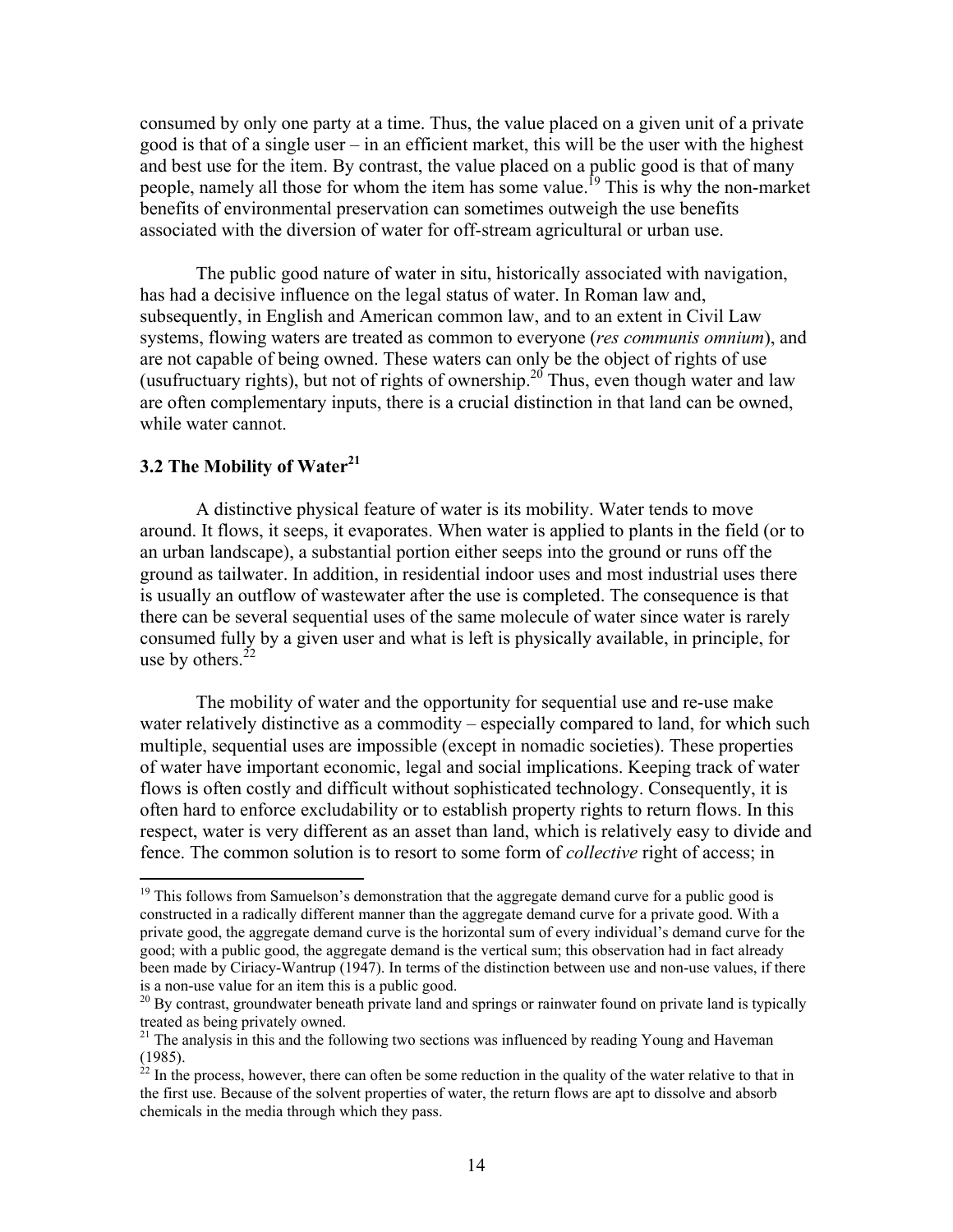consumed by only one party at a time. Thus, the value placed on a given unit of a private good is that of a single user – in an efficient market, this will be the user with the highest and best use for the item. By contrast, the value placed on a public good is that of many people, namely all those for whom the item has some value.[19] This is why the non-market benefits of environmental preservation can sometimes outweigh the use benefits associated with the diversion of water for off-stream agricultural or urban use.

The public good nature of water in situ, historically associated with navigation, has had a decisive influence on the legal status of water. In Roman law and, subsequently, in English and American common law, and to an extent in Civil Law systems, flowing waters are treated as common to everyone (*res communis omnium*), and are not capable of being owned. These waters can only be the object of rights of use (usufructuary rights), but not of rights of ownership.[20] Thus, even though water and law are often complementary inputs, there is a crucial distinction in that land can be owned, while water cannot.

### 3.2 The Mobility of Water[21]

A distinctive physical feature of water is its mobility. Water tends to move around. It flows, it seeps, it evaporates. When water is applied to plants in the field (or to an urban landscape), a substantial portion either seeps into the ground or runs off the ground as tailwater. In addition, in residential indoor uses and most industrial uses there is usually an outflow of wastewater after the use is completed. The consequence is that there can be several sequential uses of the same molecule of water since water is rarely consumed fully by a given user and what is left is physically available, in principle, for use by others.[22]

The mobility of water and the opportunity for sequential use and re-use make water relatively distinctive as a commodity – especially compared to land, for which such multiple, sequential uses are impossible (except in nomadic societies). These properties of water have important economic, legal and social implications. Keeping track of water flows is often costly and difficult without sophisticated technology. Consequently, it is often hard to enforce excludability or to establish property rights to return flows. In this respect, water is very different as an asset than land, which is relatively easy to divide and fence. The common solution is to resort to some form of *collective* right of access; in

---

[19] This follows from Samuelson's demonstration that the aggregate demand curve for a public good is constructed in a radically different manner than the aggregate demand curve for a private good. With a private good, the aggregate demand curve is the horizontal sum of every individual's demand curve for the good; with a public good, the aggregate demand is the vertical sum; this observation had in fact already been made by Ciriacy-Wantrup (1947). In terms of the distinction between use and non-use values, if there is a non-use value for an item this is a public good.

[20] By contrast, groundwater beneath private land and springs or rainwater found on private land is typically treated as being privately owned.

[21] The analysis in this and the following two sections was influenced by reading Young and Haveman (1985).

[22] In the process, however, there can often be some reduction in the quality of the water relative to that in the first use. Because of the solvent properties of water, the return flows are apt to dissolve and absorb chemicals in the media through which they pass.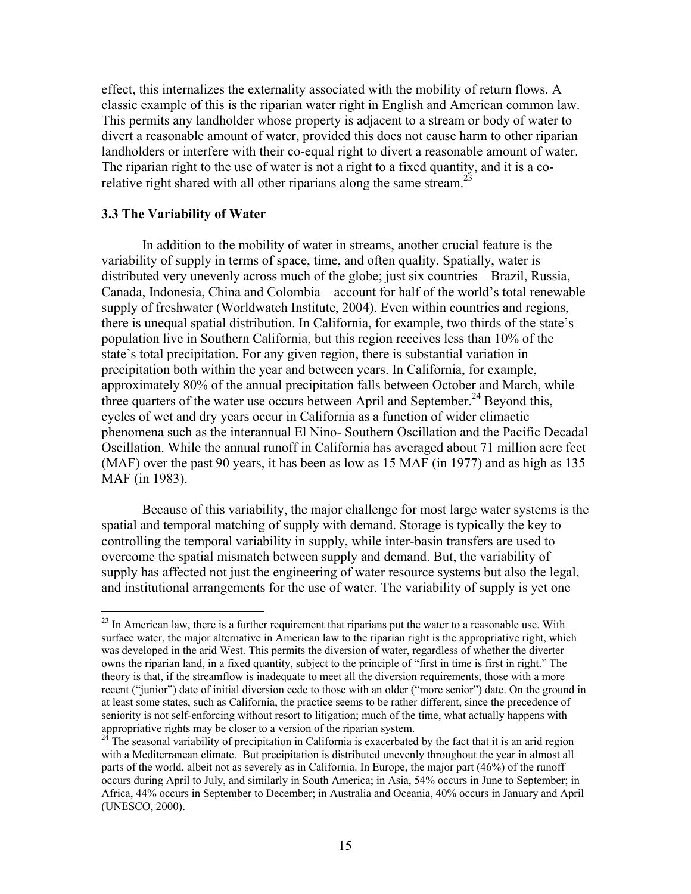effect, this internalizes the externality associated with the mobility of return flows. A classic example of this is the riparian water right in English and American common law. This permits any landholder whose property is adjacent to a stream or body of water to divert a reasonable amount of water, provided this does not cause harm to other riparian landholders or interfere with their co-equal right to divert a reasonable amount of water. The riparian right to the use of water is not a right to a fixed quantity, and it is a co-relative right shared with all other riparians along the same stream.[23]

### 3.3 The Variability of Water

In addition to the mobility of water in streams, another crucial feature is the variability of supply in terms of space, time, and often quality. Spatially, water is distributed very unevenly across much of the globe; just six countries – Brazil, Russia, Canada, Indonesia, China and Colombia – account for half of the world's total renewable supply of freshwater (Worldwatch Institute, 2004). Even within countries and regions, there is unequal spatial distribution. In California, for example, two thirds of the state's population live in Southern California, but this region receives less than 10% of the state's total precipitation. For any given region, there is substantial variation in precipitation both within the year and between years. In California, for example, approximately 80% of the annual precipitation falls between October and March, while three quarters of the water use occurs between April and September.[24] Beyond this, cycles of wet and dry years occur in California as a function of wider climactic phenomena such as the interannual El Nino- Southern Oscillation and the Pacific Decadal Oscillation. While the annual runoff in California has averaged about 71 million acre feet (MAF) over the past 90 years, it has been as low as 15 MAF (in 1977) and as high as 135 MAF (in 1983).

Because of this variability, the major challenge for most large water systems is the spatial and temporal matching of supply with demand. Storage is typically the key to controlling the temporal variability in supply, while inter-basin transfers are used to overcome the spatial mismatch between supply and demand. But, the variability of supply has affected not just the engineering of water resource systems but also the legal, and institutional arrangements for the use of water. The variability of supply is yet one

---

[23] In American law, there is a further requirement that riparians put the water to a reasonable use. With surface water, the major alternative in American law to the riparian right is the appropriative right, which was developed in the arid West. This permits the diversion of water, regardless of whether the diverter owns the riparian land, in a fixed quantity, subject to the principle of "first in time is first in right." The theory is that, if the streamflow is inadequate to meet all the diversion requirements, those with a more recent ("junior") date of initial diversion cede to those with an older ("more senior") date. On the ground in at least some states, such as California, the practice seems to be rather different, since the precedence of seniority is not self-enforcing without resort to litigation; much of the time, what actually happens with appropriative rights may be closer to a version of the riparian system.

[24] The seasonal variability of precipitation in California is exacerbated by the fact that it is an arid region with a Mediterranean climate. But precipitation is distributed unevenly throughout the year in almost all parts of the world, albeit not as severely as in California. In Europe, the major part (46%) of the runoff occurs during April to July, and similarly in South America; in Asia, 54% occurs in June to September; in Africa, 44% occurs in September to December; in Australia and Oceania, 40% occurs in January and April (UNESCO, 2000).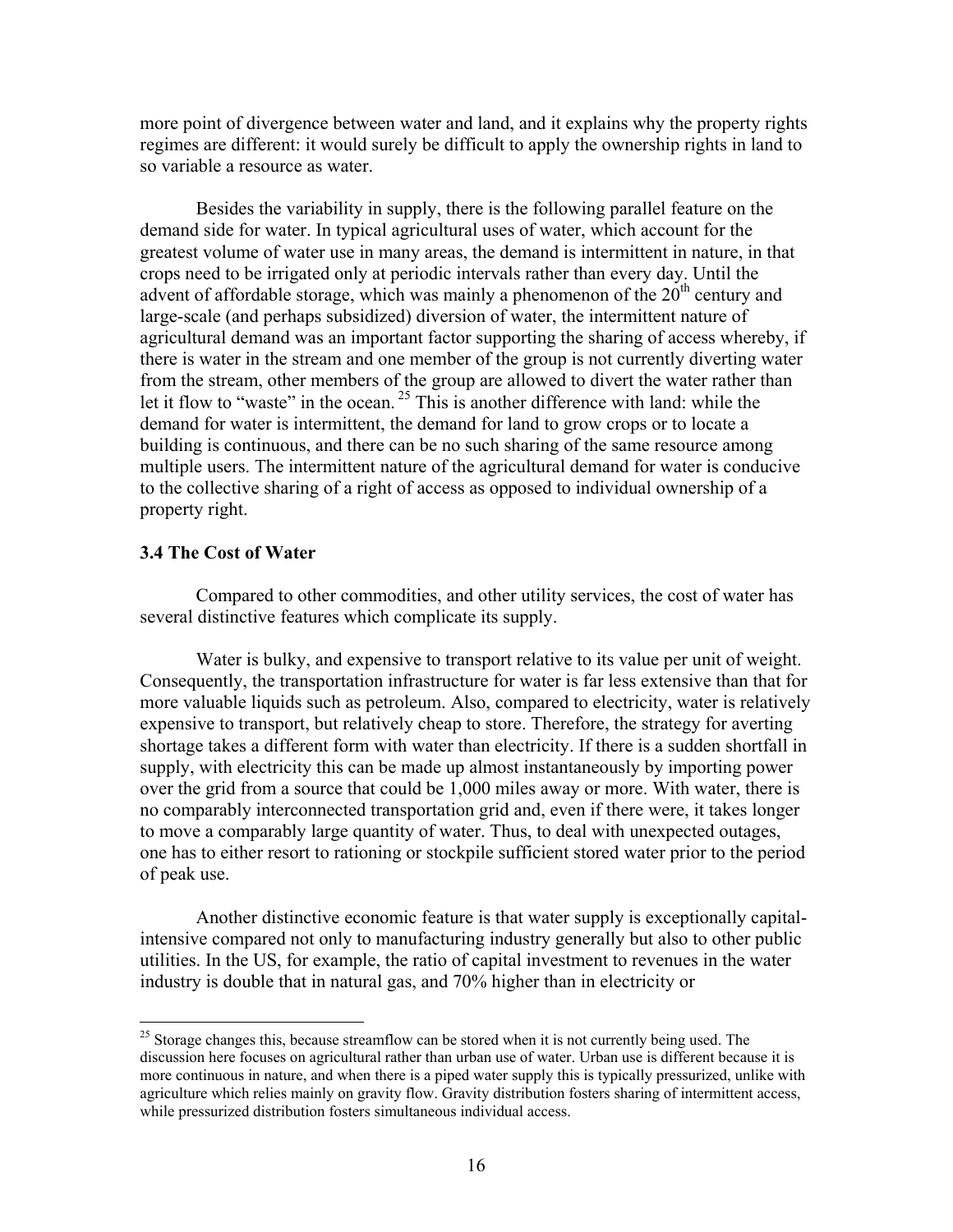more point of divergence between water and land, and it explains why the property rights regimes are different: it would surely be difficult to apply the ownership rights in land to so variable a resource as water.

Besides the variability in supply, there is the following parallel feature on the demand side for water. In typical agricultural uses of water, which account for the greatest volume of water use in many areas, the demand is intermittent in nature, in that crops need to be irrigated only at periodic intervals rather than every day. Until the advent of affordable storage, which was mainly a phenomenon of the 20th century and large-scale (and perhaps subsidized) diversion of water, the intermittent nature of agricultural demand was an important factor supporting the sharing of access whereby, if there is water in the stream and one member of the group is not currently diverting water from the stream, other members of the group are allowed to divert the water rather than let it flow to "waste" in the ocean.[25] This is another difference with land: while the demand for water is intermittent, the demand for land to grow crops or to locate a building is continuous, and there can be no such sharing of the same resource among multiple users. The intermittent nature of the agricultural demand for water is conducive to the collective sharing of a right of access as opposed to individual ownership of a property right.

### 3.4 The Cost of Water

Compared to other commodities, and other utility services, the cost of water has several distinctive features which complicate its supply.

Water is bulky, and expensive to transport relative to its value per unit of weight. Consequently, the transportation infrastructure for water is far less extensive than that for more valuable liquids such as petroleum. Also, compared to electricity, water is relatively expensive to transport, but relatively cheap to store. Therefore, the strategy for averting shortage takes a different form with water than electricity. If there is a sudden shortfall in supply, with electricity this can be made up almost instantaneously by importing power over the grid from a source that could be 1,000 miles away or more. With water, there is no comparably interconnected transportation grid and, even if there were, it takes longer to move a comparably large quantity of water. Thus, to deal with unexpected outages, one has to either resort to rationing or stockpile sufficient stored water prior to the period of peak use.

Another distinctive economic feature is that water supply is exceptionally capital-intensive compared not only to manufacturing industry generally but also to other public utilities. In the US, for example, the ratio of capital investment to revenues in the water industry is double that in natural gas, and 70% higher than in electricity or

---

[25] Storage changes this, because streamflow can be stored when it is not currently being used. The discussion here focuses on agricultural rather than urban use of water. Urban use is different because it is more continuous in nature, and when there is a piped water supply this is typically pressurized, unlike with agriculture which relies mainly on gravity flow. Gravity distribution fosters sharing of intermittent access, while pressurized distribution fosters simultaneous individual access.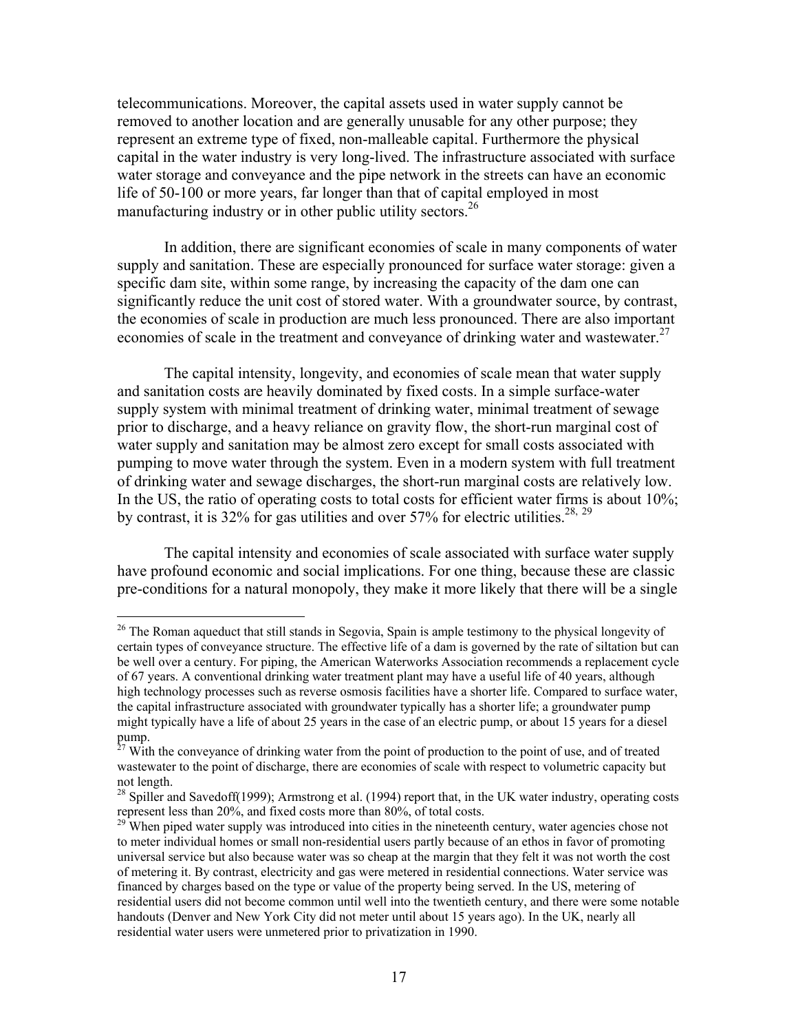telecommunications. Moreover, the capital assets used in water supply cannot be removed to another location and are generally unusable for any other purpose; they represent an extreme type of fixed, non-malleable capital. Furthermore the physical capital in the water industry is very long-lived. The infrastructure associated with surface water storage and conveyance and the pipe network in the streets can have an economic life of 50-100 or more years, far longer than that of capital employed in most manufacturing industry or in other public utility sectors.[26]

In addition, there are significant economies of scale in many components of water supply and sanitation. These are especially pronounced for surface water storage: given a specific dam site, within some range, by increasing the capacity of the dam one can significantly reduce the unit cost of stored water. With a groundwater source, by contrast, the economies of scale in production are much less pronounced. There are also important economies of scale in the treatment and conveyance of drinking water and wastewater.[27]

The capital intensity, longevity, and economies of scale mean that water supply and sanitation costs are heavily dominated by fixed costs. In a simple surface-water supply system with minimal treatment of drinking water, minimal treatment of sewage prior to discharge, and a heavy reliance on gravity flow, the short-run marginal cost of water supply and sanitation may be almost zero except for small costs associated with pumping to move water through the system. Even in a modern system with full treatment of drinking water and sewage discharges, the short-run marginal costs are relatively low. In the US, the ratio of operating costs to total costs for efficient water firms is about 10%; by contrast, it is 32% for gas utilities and over 57% for electric utilities.[28, 29]

The capital intensity and economies of scale associated with surface water supply have profound economic and social implications. For one thing, because these are classic pre-conditions for a natural monopoly, they make it more likely that there will be a single

---

[26] The Roman aqueduct that still stands in Segovia, Spain is ample testimony to the physical longevity of certain types of conveyance structure. The effective life of a dam is governed by the rate of siltation but can be well over a century. For piping, the American Waterworks Association recommends a replacement cycle of 67 years. A conventional drinking water treatment plant may have a useful life of 40 years, although high technology processes such as reverse osmosis facilities have a shorter life. Compared to surface water, the capital infrastructure associated with groundwater typically has a shorter life; a groundwater pump might typically have a life of about 25 years in the case of an electric pump, or about 15 years for a diesel pump.

[27] With the conveyance of drinking water from the point of production to the point of use, and of treated wastewater to the point of discharge, there are economies of scale with respect to volumetric capacity but not length.

[28] Spiller and Savedoff(1999); Armstrong et al. (1994) report that, in the UK water industry, operating costs represent less than 20%, and fixed costs more than 80%, of total costs.

[29] When piped water supply was introduced into cities in the nineteenth century, water agencies chose not to meter individual homes or small non-residential users partly because of an ethos in favor of promoting universal service but also because water was so cheap at the margin that they felt it was not worth the cost of metering it. By contrast, electricity and gas were metered in residential connections. Water service was financed by charges based on the type or value of the property being served. In the US, metering of residential users did not become common until well into the twentieth century, and there were some notable handouts (Denver and New York City did not meter until about 15 years ago). In the UK, nearly all residential water users were unmetered prior to privatization in 1990.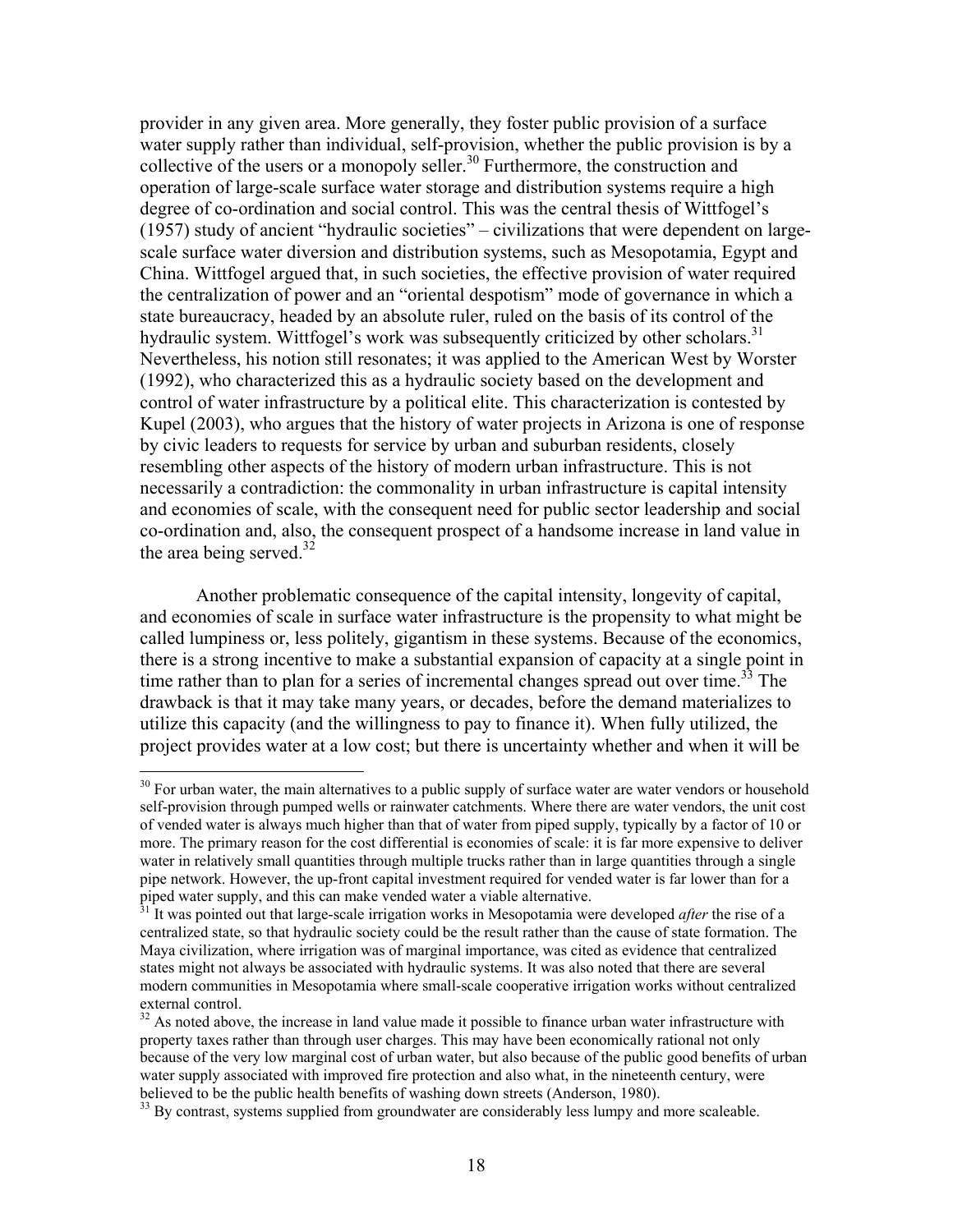provider in any given area. More generally, they foster public provision of a surface water supply rather than individual, self-provision, whether the public provision is by a collective of the users or a monopoly seller.[30] Furthermore, the construction and operation of large-scale surface water storage and distribution systems require a high degree of co-ordination and social control. This was the central thesis of Wittfogel's (1957) study of ancient "hydraulic societies" – civilizations that were dependent on large-scale surface water diversion and distribution systems, such as Mesopotamia, Egypt and China. Wittfogel argued that, in such societies, the effective provision of water required the centralization of power and an "oriental despotism" mode of governance in which a state bureaucracy, headed by an absolute ruler, ruled on the basis of its control of the hydraulic system. Wittfogel's work was subsequently criticized by other scholars.[31] Nevertheless, his notion still resonates; it was applied to the American West by Worster (1992), who characterized this as a hydraulic society based on the development and control of water infrastructure by a political elite. This characterization is contested by Kupel (2003), who argues that the history of water projects in Arizona is one of response by civic leaders to requests for service by urban and suburban residents, closely resembling other aspects of the history of modern urban infrastructure. This is not necessarily a contradiction: the commonality in urban infrastructure is capital intensity and economies of scale, with the consequent need for public sector leadership and social co-ordination and, also, the consequent prospect of a handsome increase in land value in the area being served.[32]

Another problematic consequence of the capital intensity, longevity of capital, and economies of scale in surface water infrastructure is the propensity to what might be called lumpiness or, less politely, gigantism in these systems. Because of the economics, there is a strong incentive to make a substantial expansion of capacity at a single point in time rather than to plan for a series of incremental changes spread out over time.[33] The drawback is that it may take many years, or decades, before the demand materializes to utilize this capacity (and the willingness to pay to finance it). When fully utilized, the project provides water at a low cost; but there is uncertainty whether and when it will be

---

[30] For urban water, the main alternatives to a public supply of surface water are water vendors or household self-provision through pumped wells or rainwater catchments. Where there are water vendors, the unit cost of vended water is always much higher than that of water from piped supply, typically by a factor of 10 or more. The primary reason for the cost differential is economies of scale: it is far more expensive to deliver water in relatively small quantities through multiple trucks rather than in large quantities through a single pipe network. However, the up-front capital investment required for vended water is far lower than for a piped water supply, and this can make vended water a viable alternative.

[31] It was pointed out that large-scale irrigation works in Mesopotamia were developed *after* the rise of a centralized state, so that hydraulic society could be the result rather than the cause of state formation. The Maya civilization, where irrigation was of marginal importance, was cited as evidence that centralized states might not always be associated with hydraulic systems. It was also noted that there are several modern communities in Mesopotamia where small-scale cooperative irrigation works without centralized external control.

[32] As noted above, the increase in land value made it possible to finance urban water infrastructure with property taxes rather than through user charges. This may have been economically rational not only because of the very low marginal cost of urban water, but also because of the public good benefits of urban water supply associated with improved fire protection and also what, in the nineteenth century, were believed to be the public health benefits of washing down streets (Anderson, 1980).

[33] By contrast, systems supplied from groundwater are considerably less lumpy and more scaleable.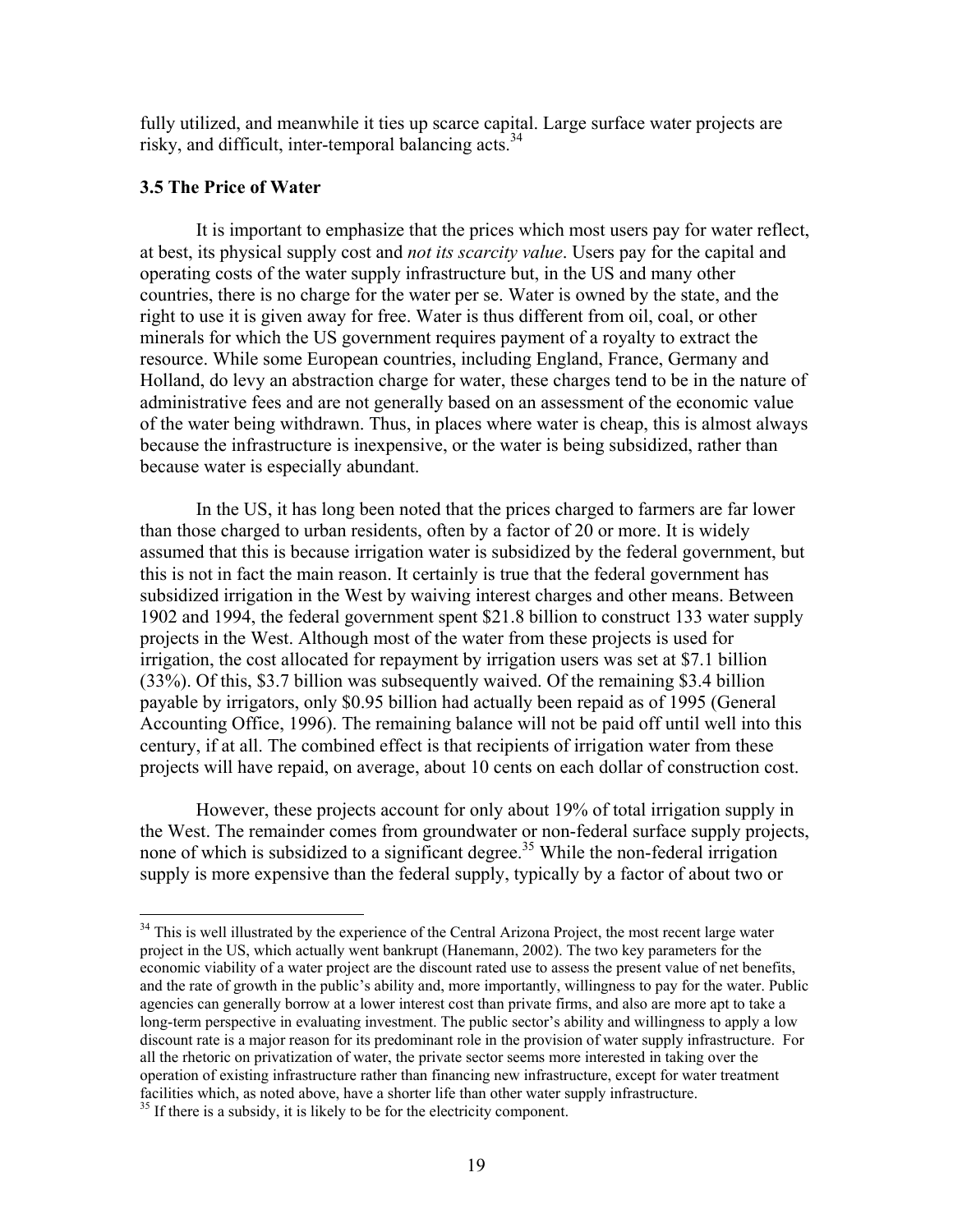fully utilized, and meanwhile it ties up scarce capital. Large surface water projects are risky, and difficult, inter-temporal balancing acts.[34]

### 3.5 The Price of Water

It is important to emphasize that the prices which most users pay for water reflect, at best, its physical supply cost and *not its scarcity value*. Users pay for the capital and operating costs of the water supply infrastructure but, in the US and many other countries, there is no charge for the water per se. Water is owned by the state, and the right to use it is given away for free. Water is thus different from oil, coal, or other minerals for which the US government requires payment of a royalty to extract the resource. While some European countries, including England, France, Germany and Holland, do levy an abstraction charge for water, these charges tend to be in the nature of administrative fees and are not generally based on an assessment of the economic value of the water being withdrawn. Thus, in places where water is cheap, this is almost always because the infrastructure is inexpensive, or the water is being subsidized, rather than because water is especially abundant.

In the US, it has long been noted that the prices charged to farmers are far lower than those charged to urban residents, often by a factor of 20 or more. It is widely assumed that this is because irrigation water is subsidized by the federal government, but this is not in fact the main reason. It certainly is true that the federal government has subsidized irrigation in the West by waiving interest charges and other means. Between 1902 and 1994, the federal government spent $21.8 billion to construct 133 water supply projects in the West. Although most of the water from these projects is used for irrigation, the cost allocated for repayment by irrigation users was set at $7.1 billion (33%). Of this, $3.7 billion was subsequently waived. Of the remaining $3.4 billion payable by irrigators, only $0.95 billion had actually been repaid as of 1995 (General Accounting Office, 1996). The remaining balance will not be paid off until well into this century, if at all. The combined effect is that recipients of irrigation water from these projects will have repaid, on average, about 10 cents on each dollar of construction cost.

However, these projects account for only about 19% of total irrigation supply in the West. The remainder comes from groundwater or non-federal surface supply projects, none of which is subsidized to a significant degree.[35] While the non-federal irrigation supply is more expensive than the federal supply, typically by a factor of about two or

---

[34] This is well illustrated by the experience of the Central Arizona Project, the most recent large water project in the US, which actually went bankrupt (Hanemann, 2002). The two key parameters for the economic viability of a water project are the discount rated use to assess the present value of net benefits, and the rate of growth in the public's ability and, more importantly, willingness to pay for the water. Public agencies can generally borrow at a lower interest cost than private firms, and also are more apt to take a long-term perspective in evaluating investment. The public sector's ability and willingness to apply a low discount rate is a major reason for its predominant role in the provision of water supply infrastructure. For all the rhetoric on privatization of water, the private sector seems more interested in taking over the operation of existing infrastructure rather than financing new infrastructure, except for water treatment facilities which, as noted above, have a shorter life than other water supply infrastructure.

[35] If there is a subsidy, it is likely to be for the electricity component.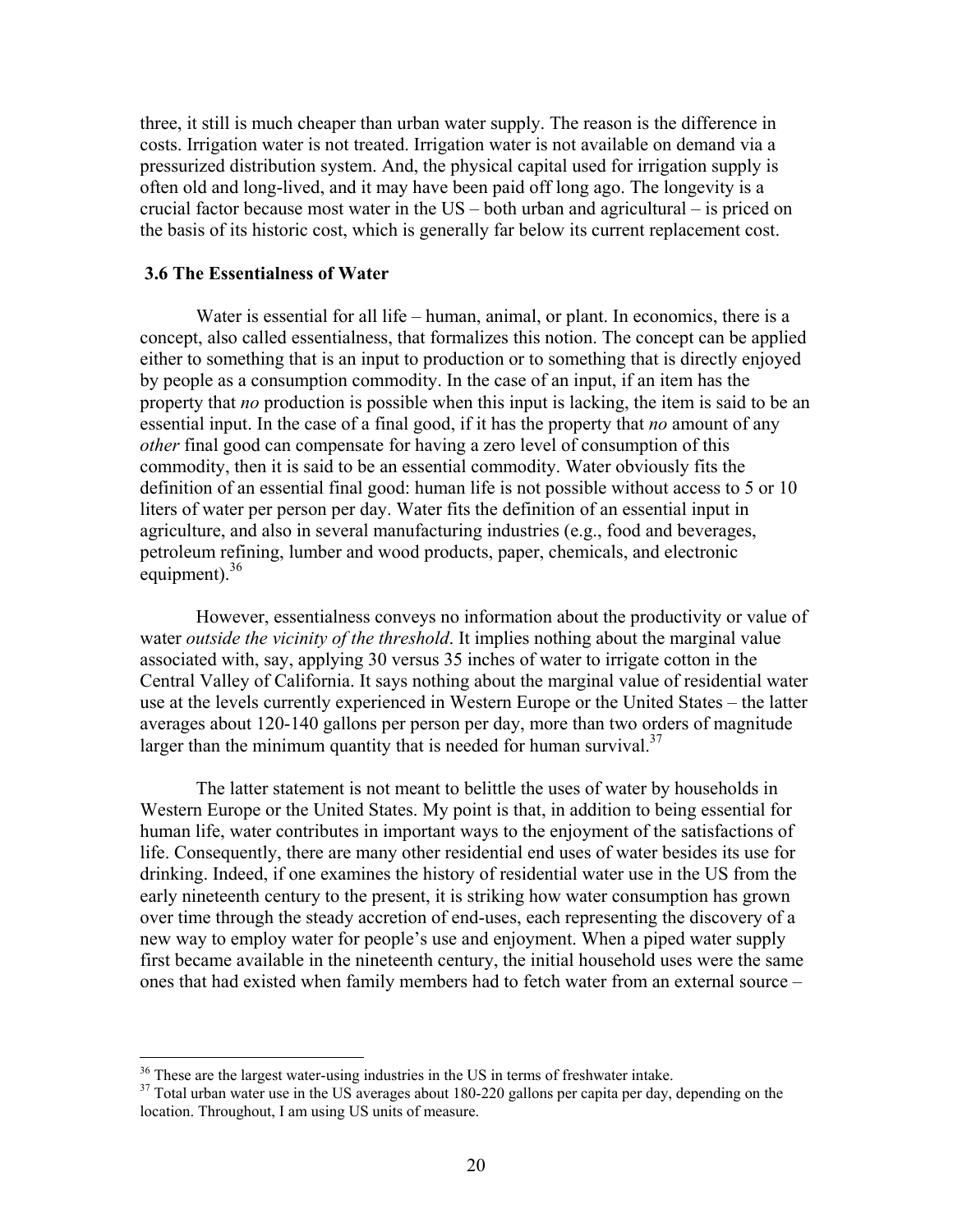three, it still is much cheaper than urban water supply. The reason is the difference in costs. Irrigation water is not treated. Irrigation water is not available on demand via a pressurized distribution system. And, the physical capital used for irrigation supply is often old and long-lived, and it may have been paid off long ago. The longevity is a crucial factor because most water in the US – both urban and agricultural – is priced on the basis of its historic cost, which is generally far below its current replacement cost.

### 3.6 The Essentialness of Water

Water is essential for all life – human, animal, or plant. In economics, there is a concept, also called essentialness, that formalizes this notion. The concept can be applied either to something that is an input to production or to something that is directly enjoyed by people as a consumption commodity. In the case of an input, if an item has the property that *no* production is possible when this input is lacking, the item is said to be an essential input. In the case of a final good, if it has the property that *no* amount of any *other* final good can compensate for having a zero level of consumption of this commodity, then it is said to be an essential commodity. Water obviously fits the definition of an essential final good: human life is not possible without access to 5 or 10 liters of water per person per day. Water fits the definition of an essential input in agriculture, and also in several manufacturing industries (e.g., food and beverages, petroleum refining, lumber and wood products, paper, chemicals, and electronic equipment).[36]

However, essentialness conveys no information about the productivity or value of water *outside the vicinity of the threshold*. It implies nothing about the marginal value associated with, say, applying 30 versus 35 inches of water to irrigate cotton in the Central Valley of California. It says nothing about the marginal value of residential water use at the levels currently experienced in Western Europe or the United States – the latter averages about 120-140 gallons per person per day, more than two orders of magnitude larger than the minimum quantity that is needed for human survival.[37]

The latter statement is not meant to belittle the uses of water by households in Western Europe or the United States. My point is that, in addition to being essential for human life, water contributes in important ways to the enjoyment of the satisfactions of life. Consequently, there are many other residential end uses of water besides its use for drinking. Indeed, if one examines the history of residential water use in the US from the early nineteenth century to the present, it is striking how water consumption has grown over time through the steady accretion of end-uses, each representing the discovery of a new way to employ water for people's use and enjoyment. When a piped water supply first became available in the nineteenth century, the initial household uses were the same ones that had existed when family members had to fetch water from an external source –

---

[36] These are the largest water-using industries in the US in terms of freshwater intake.

[37] Total urban water use in the US averages about 180-220 gallons per capita per day, depending on the location. Throughout, I am using US units of measure.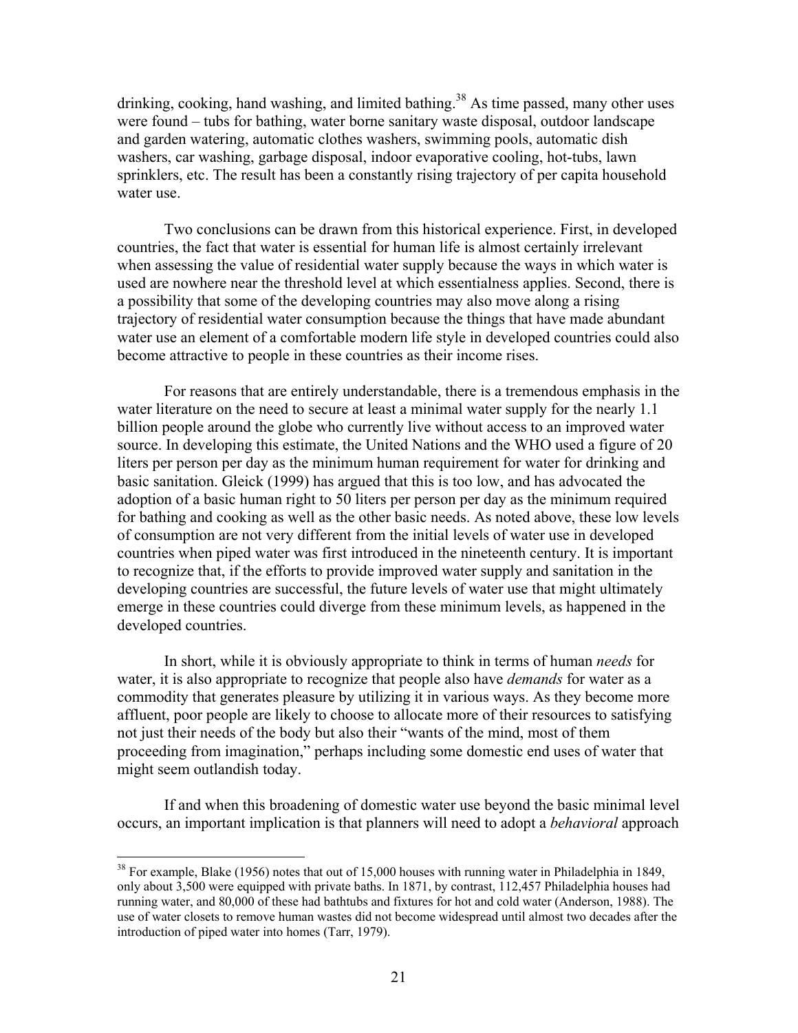drinking, cooking, hand washing, and limited bathing.[38] As time passed, many other uses were found – tubs for bathing, water borne sanitary waste disposal, outdoor landscape and garden watering, automatic clothes washers, swimming pools, automatic dish washers, car washing, garbage disposal, indoor evaporative cooling, hot-tubs, lawn sprinklers, etc. The result has been a constantly rising trajectory of per capita household water use.

Two conclusions can be drawn from this historical experience. First, in developed countries, the fact that water is essential for human life is almost certainly irrelevant when assessing the value of residential water supply because the ways in which water is used are nowhere near the threshold level at which essentialness applies. Second, there is a possibility that some of the developing countries may also move along a rising trajectory of residential water consumption because the things that have made abundant water use an element of a comfortable modern life style in developed countries could also become attractive to people in these countries as their income rises.

For reasons that are entirely understandable, there is a tremendous emphasis in the water literature on the need to secure at least a minimal water supply for the nearly 1.1 billion people around the globe who currently live without access to an improved water source. In developing this estimate, the United Nations and the WHO used a figure of 20 liters per person per day as the minimum human requirement for water for drinking and basic sanitation. Gleick (1999) has argued that this is too low, and has advocated the adoption of a basic human right to 50 liters per person per day as the minimum required for bathing and cooking as well as the other basic needs. As noted above, these low levels of consumption are not very different from the initial levels of water use in developed countries when piped water was first introduced in the nineteenth century. It is important to recognize that, if the efforts to provide improved water supply and sanitation in the developing countries are successful, the future levels of water use that might ultimately emerge in these countries could diverge from these minimum levels, as happened in the developed countries.

In short, while it is obviously appropriate to think in terms of human *needs* for water, it is also appropriate to recognize that people also have *demands* for water as a commodity that generates pleasure by utilizing it in various ways. As they become more affluent, poor people are likely to choose to allocate more of their resources to satisfying not just their needs of the body but also their "wants of the mind, most of them proceeding from imagination," perhaps including some domestic end uses of water that might seem outlandish today.

If and when this broadening of domestic water use beyond the basic minimal level occurs, an important implication is that planners will need to adopt a *behavioral* approach

---

[38] For example, Blake (1956) notes that out of 15,000 houses with running water in Philadelphia in 1849, only about 3,500 were equipped with private baths. In 1871, by contrast, 112,457 Philadelphia houses had running water, and 80,000 of these had bathtubs and fixtures for hot and cold water (Anderson, 1988). The use of water closets to remove human wastes did not become widespread until almost two decades after the introduction of piped water into homes (Tarr, 1979).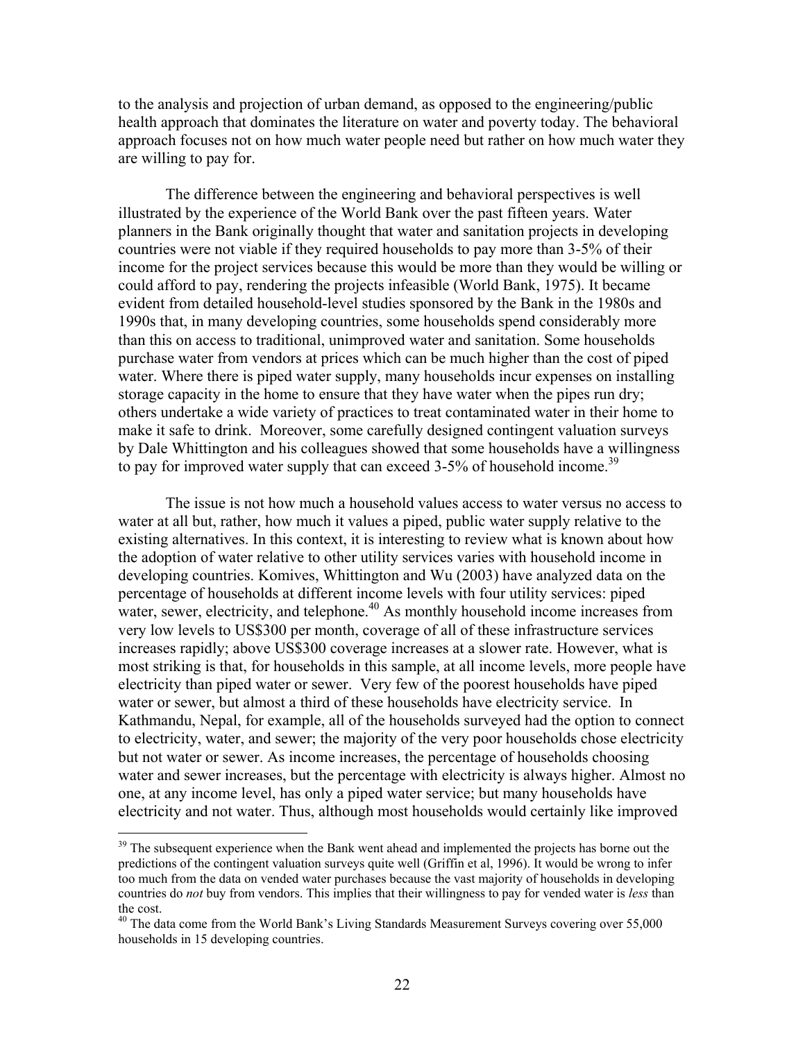to the analysis and projection of urban demand, as opposed to the engineering/public health approach that dominates the literature on water and poverty today. The behavioral approach focuses not on how much water people need but rather on how much water they are willing to pay for.

The difference between the engineering and behavioral perspectives is well illustrated by the experience of the World Bank over the past fifteen years. Water planners in the Bank originally thought that water and sanitation projects in developing countries were not viable if they required households to pay more than 3-5% of their income for the project services because this would be more than they would be willing or could afford to pay, rendering the projects infeasible (World Bank, 1975). It became evident from detailed household-level studies sponsored by the Bank in the 1980s and 1990s that, in many developing countries, some households spend considerably more than this on access to traditional, unimproved water and sanitation. Some households purchase water from vendors at prices which can be much higher than the cost of piped water. Where there is piped water supply, many households incur expenses on installing storage capacity in the home to ensure that they have water when the pipes run dry; others undertake a wide variety of practices to treat contaminated water in their home to make it safe to drink. Moreover, some carefully designed contingent valuation surveys by Dale Whittington and his colleagues showed that some households have a willingness to pay for improved water supply that can exceed 3-5% of household income.[39]

The issue is not how much a household values access to water versus no access to water at all but, rather, how much it values a piped, public water supply relative to the existing alternatives. In this context, it is interesting to review what is known about how the adoption of water relative to other utility services varies with household income in developing countries. Komives, Whittington and Wu (2003) have analyzed data on the percentage of households at different income levels with four utility services: piped water, sewer, electricity, and telephone.[40] As monthly household income increases from very low levels to US$300 per month, coverage of all of these infrastructure services increases rapidly; above US$300 coverage increases at a slower rate. However, what is most striking is that, for households in this sample, at all income levels, more people have electricity than piped water or sewer. Very few of the poorest households have piped water or sewer, but almost a third of these households have electricity service. In Kathmandu, Nepal, for example, all of the households surveyed had the option to connect to electricity, water, and sewer; the majority of the very poor households chose electricity but not water or sewer. As income increases, the percentage of households choosing water and sewer increases, but the percentage with electricity is always higher. Almost no one, at any income level, has only a piped water service; but many households have electricity and not water. Thus, although most households would certainly like improved

[39] The subsequent experience when the Bank went ahead and implemented the projects has borne out the predictions of the contingent valuation surveys quite well (Griffin et al, 1996). It would be wrong to infer too much from the data on vended water purchases because the vast majority of households in developing countries do *not* buy from vendors. This implies that their willingness to pay for vended water is *less* than the cost.

[40] The data come from the World Bank's Living Standards Measurement Surveys covering over 55,000 households in 15 developing countries.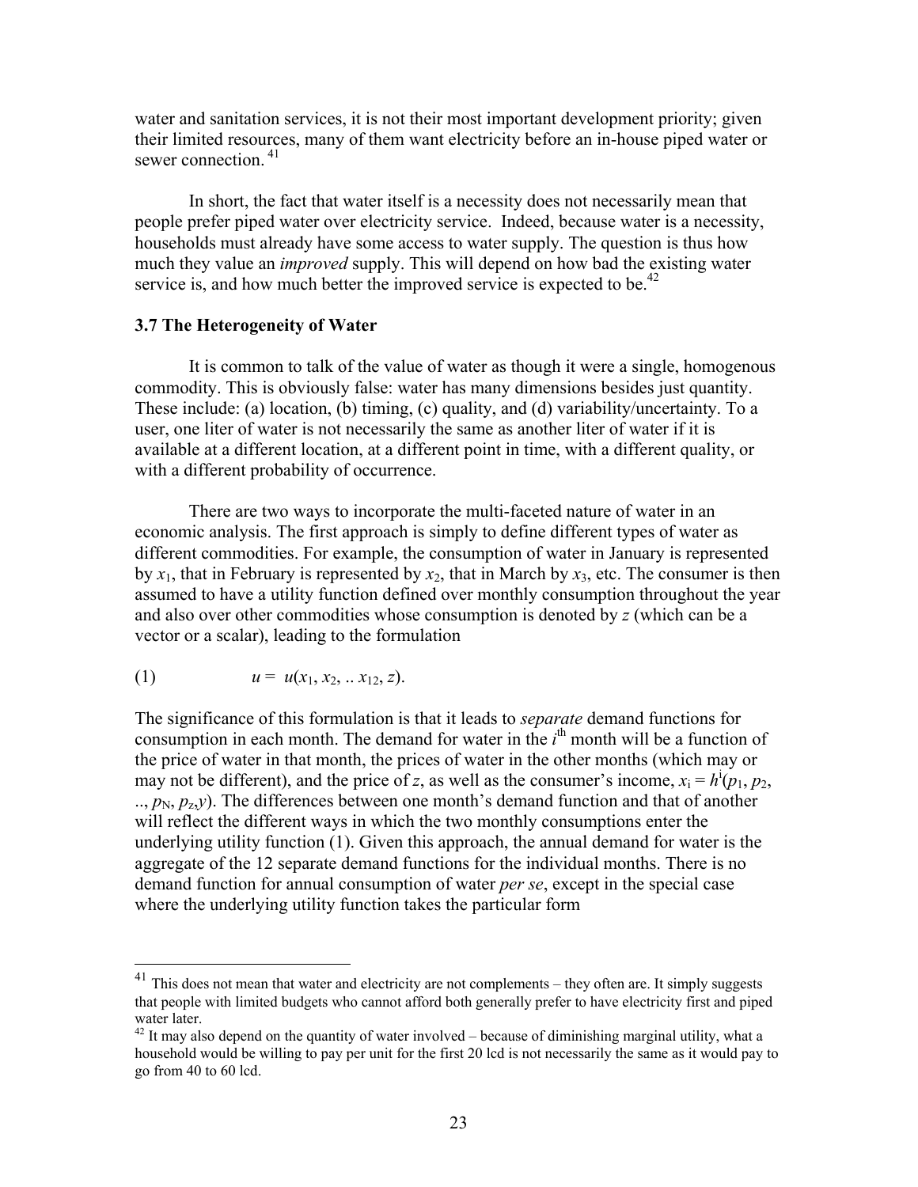water and sanitation services, it is not their most important development priority; given their limited resources, many of them want electricity before an in-house piped water or sewer connection.[41]

In short, the fact that water itself is a necessity does not necessarily mean that people prefer piped water over electricity service. Indeed, because water is a necessity, households must already have some access to water supply. The question is thus how much they value an *improved* supply. This will depend on how bad the existing water service is, and how much better the improved service is expected to be.[42]

### 3.7 The Heterogeneity of Water

It is common to talk of the value of water as though it were a single, homogenous commodity. This is obviously false: water has many dimensions besides just quantity. These include: (a) location, (b) timing, (c) quality, and (d) variability/uncertainty. To a user, one liter of water is not necessarily the same as another liter of water if it is available at a different location, at a different point in time, with a different quality, or with a different probability of occurrence.

There are two ways to incorporate the multi-faceted nature of water in an economic analysis. The first approach is simply to define different types of water as different commodities. For example, the consumption of water in January is represented by $x_1$, that in February is represented by $x_2$, that in March by $x_3$, etc. The consumer is then assumed to have a utility function defined over monthly consumption throughout the year and also over other commodities whose consumption is denoted by $z$ (which can be a vector or a scalar), leading to the formulation

$$(1) \qquad u = u(x_1, x_2, .. x_{12}, z).$$

The significance of this formulation is that it leads to *separate* demand functions for consumption in each month. The demand for water in the $i^{th}$ month will be a function of the price of water in that month, the prices of water in the other months (which may or may not be different), and the price of $z$, as well as the consumer's income, $x_i = h^i(p_1, p_2, .., p_N, p_z, y)$. The differences between one month's demand function and that of another will reflect the different ways in which the two monthly consumptions enter the underlying utility function (1). Given this approach, the annual demand for water is the aggregate of the 12 separate demand functions for the individual months. There is no demand function for annual consumption of water *per se*, except in the special case where the underlying utility function takes the particular form

---

[41] This does not mean that water and electricity are not complements – they often are. It simply suggests that people with limited budgets who cannot afford both generally prefer to have electricity first and piped water later.

[42] It may also depend on the quantity of water involved – because of diminishing marginal utility, what a household would be willing to pay per unit for the first 20 lcd is not necessarily the same as it would pay to go from 40 to 60 lcd.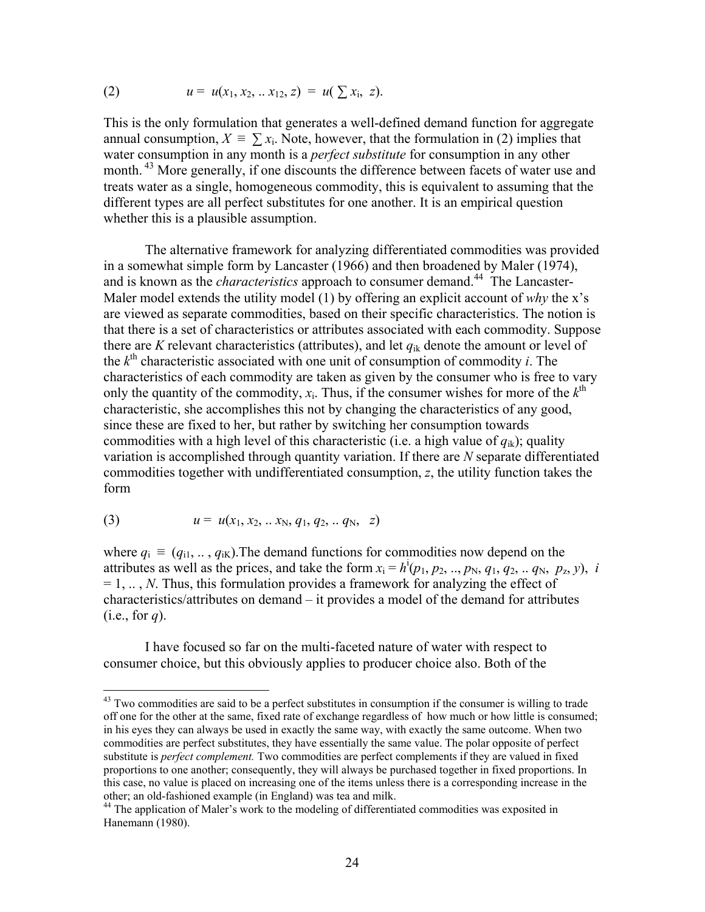$$(2) \qquad u = u(x_1, x_2, .. x_{12}, z) = u(\sum x_i, z).$$

This is the only formulation that generates a well-defined demand function for aggregate annual consumption, $X \equiv \sum x_i$. Note, however, that the formulation in (2) implies that water consumption in any month is a *perfect substitute* for consumption in any other month.[43] More generally, if one discounts the difference between facets of water use and treats water as a single, homogeneous commodity, this is equivalent to assuming that the different types are all perfect substitutes for one another. It is an empirical question whether this is a plausible assumption.

The alternative framework for analyzing differentiated commodities was provided in a somewhat simple form by Lancaster (1966) and then broadened by Maler (1974), and is known as the *characteristics* approach to consumer demand.[44] The Lancaster-Maler model extends the utility model (1) by offering an explicit account of *why* the x's are viewed as separate commodities, based on their specific characteristics. The notion is that there is a set of characteristics or attributes associated with each commodity. Suppose there are $K$ relevant characteristics (attributes), and let $q_{ik}$ denote the amount or level of the $k^{th}$ characteristic associated with one unit of consumption of commodity $i$. The characteristics of each commodity are taken as given by the consumer who is free to vary only the quantity of the commodity, $x_i$. Thus, if the consumer wishes for more of the $k^{th}$ characteristic, she accomplishes this not by changing the characteristics of any good, since these are fixed to her, but rather by switching her consumption towards commodities with a high level of this characteristic (i.e. a high value of $q_{ik}$); quality variation is accomplished through quantity variation. If there are $N$ separate differentiated commodities together with undifferentiated consumption, $z$, the utility function takes the form

$$(3) \qquad u = u(x_1, x_2, .. x_N, q_1, q_2, .. q_N, z)$$

where $q_i \equiv (q_{i1}, .., q_{iK})$. The demand functions for commodities now depend on the attributes as well as the prices, and take the form $x_i = h^i(p_1, p_2, .., p_N, q_1, q_2, .. q_N, p_z, y)$, $i = 1, .., N$. Thus, this formulation provides a framework for analyzing the effect of characteristics/attributes on demand – it provides a model of the demand for attributes (i.e., for $q$).

I have focused so far on the multi-faceted nature of water with respect to consumer choice, but this obviously applies to producer choice also. Both of the

---

[43] Two commodities are said to be a perfect substitutes in consumption if the consumer is willing to trade off one for the other at the same, fixed rate of exchange regardless of how much or how little is consumed; in his eyes they can always be used in exactly the same way, with exactly the same outcome. When two commodities are perfect substitutes, they have essentially the same value. The polar opposite of perfect substitute is *perfect complement.* Two commodities are perfect complements if they are valued in fixed proportions to one another; consequently, they will always be purchased together in fixed proportions. In this case, no value is placed on increasing one of the items unless there is a corresponding increase in the other; an old-fashioned example (in England) was tea and milk.

[44] The application of Maler's work to the modeling of differentiated commodities was exposited in Hanemann (1980).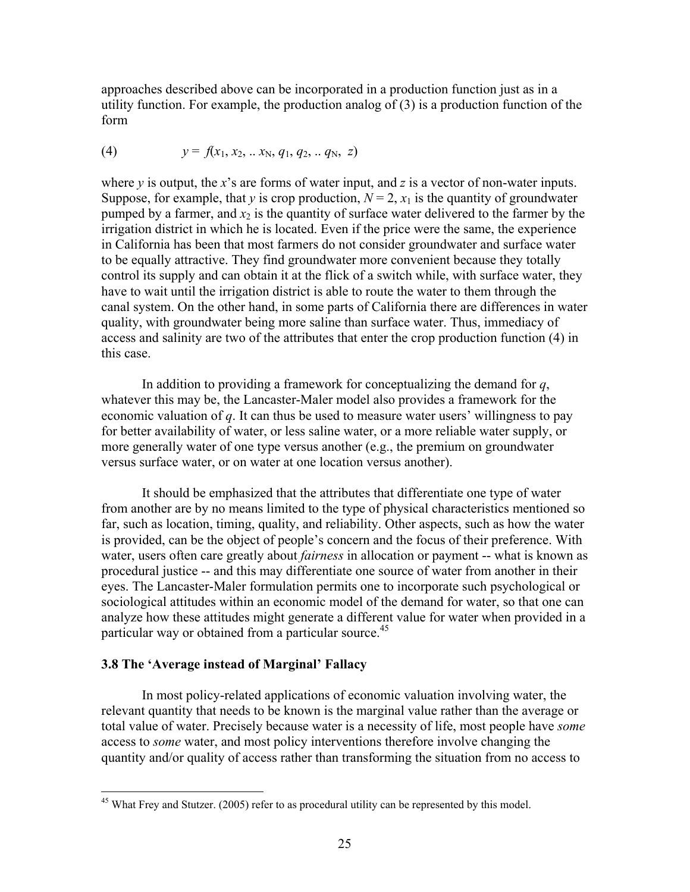approaches described above can be incorporated in a production function just as in a utility function. For example, the production analog of (3) is a production function of the form

$$y = f(x_1, x_2, .. x_N, q_1, q_2, .. q_N, z) \tag{4}$$

where $y$ is output, the $x$'s are forms of water input, and $z$ is a vector of non-water inputs. Suppose, for example, that $y$ is crop production, $N = 2$, $x_1$ is the quantity of groundwater pumped by a farmer, and $x_2$ is the quantity of surface water delivered to the farmer by the irrigation district in which he is located. Even if the price were the same, the experience in California has been that most farmers do not consider groundwater and surface water to be equally attractive. They find groundwater more convenient because they totally control its supply and can obtain it at the flick of a switch while, with surface water, they have to wait until the irrigation district is able to route the water to them through the canal system. On the other hand, in some parts of California there are differences in water quality, with groundwater being more saline than surface water. Thus, immediacy of access and salinity are two of the attributes that enter the crop production function (4) in this case.

In addition to providing a framework for conceptualizing the demand for $q$, whatever this may be, the Lancaster-Maler model also provides a framework for the economic valuation of $q$. It can thus be used to measure water users' willingness to pay for better availability of water, or less saline water, or a more reliable water supply, or more generally water of one type versus another (e.g., the premium on groundwater versus surface water, or on water at one location versus another).

It should be emphasized that the attributes that differentiate one type of water from another are by no means limited to the type of physical characteristics mentioned so far, such as location, timing, quality, and reliability. Other aspects, such as how the water is provided, can be the object of people's concern and the focus of their preference. With water, users often care greatly about *fairness* in allocation or payment -- what is known as procedural justice -- and this may differentiate one source of water from another in their eyes. The Lancaster-Maler formulation permits one to incorporate such psychological or sociological attitudes within an economic model of the demand for water, so that one can analyze how these attitudes might generate a different value for water when provided in a particular way or obtained from a particular source.[45]

### 3.8 The 'Average instead of Marginal' Fallacy

In most policy-related applications of economic valuation involving water, the relevant quantity that needs to be known is the marginal value rather than the average or total value of water. Precisely because water is a necessity of life, most people have *some* access to *some* water, and most policy interventions therefore involve changing the quantity and/or quality of access rather than transforming the situation from no access to

---

[45] What Frey and Stutzer. (2005) refer to as procedural utility can be represented by this model.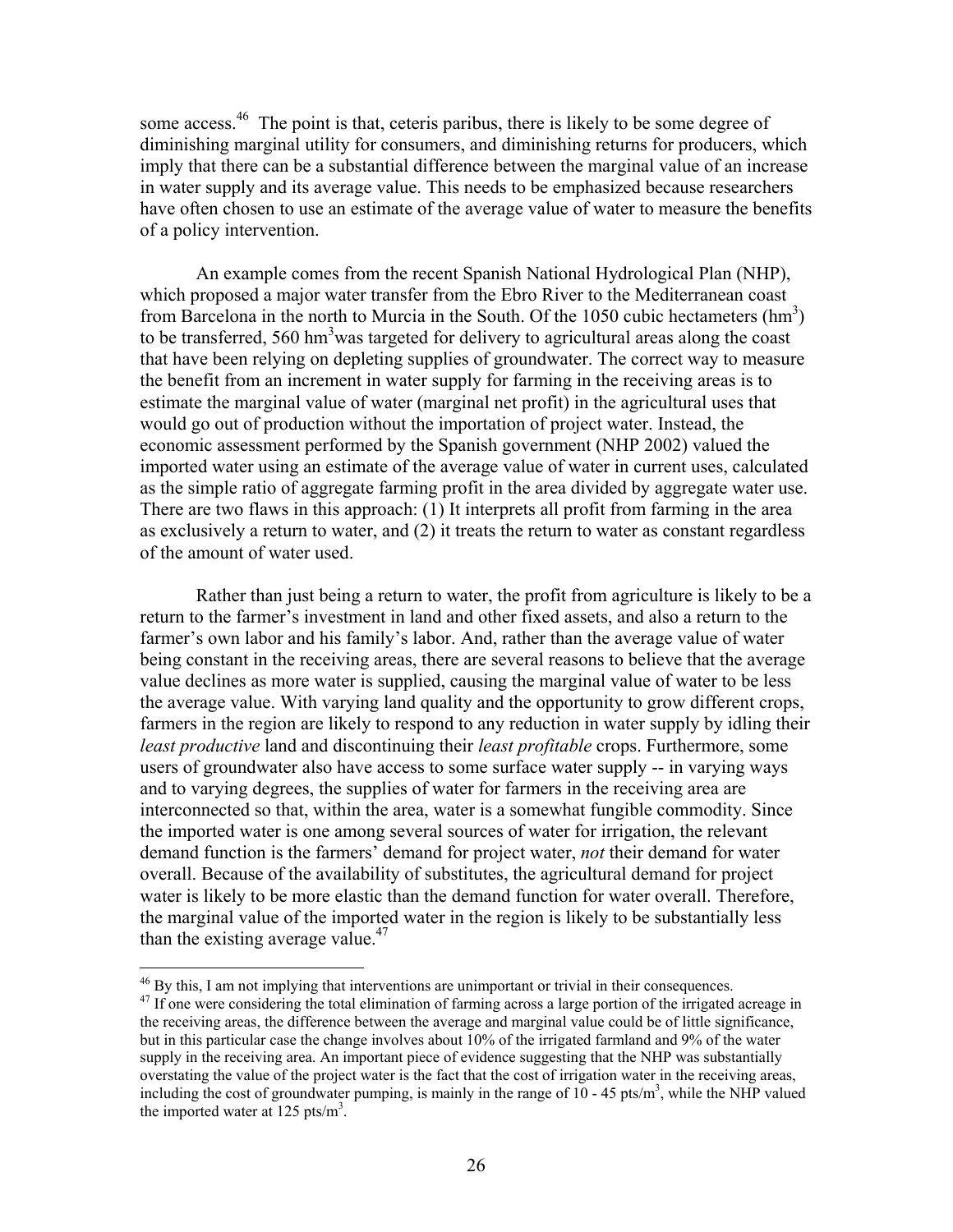some access.[46] The point is that, ceteris paribus, there is likely to be some degree of diminishing marginal utility for consumers, and diminishing returns for producers, which imply that there can be a substantial difference between the marginal value of an increase in water supply and its average value. This needs to be emphasized because researchers have often chosen to use an estimate of the average value of water to measure the benefits of a policy intervention.

An example comes from the recent Spanish National Hydrological Plan (NHP), which proposed a major water transfer from the Ebro River to the Mediterranean coast from Barcelona in the north to Murcia in the South. Of the 1050 cubic hectameters ($hm^3$) to be transferred, 560 $hm^3$ was targeted for delivery to agricultural areas along the coast that have been relying on depleting supplies of groundwater. The correct way to measure the benefit from an increment in water supply for farming in the receiving areas is to estimate the marginal value of water (marginal net profit) in the agricultural uses that would go out of production without the importation of project water. Instead, the economic assessment performed by the Spanish government (NHP 2002) valued the imported water using an estimate of the average value of water in current uses, calculated as the simple ratio of aggregate farming profit in the area divided by aggregate water use. There are two flaws in this approach: (1) It interprets all profit from farming in the area as exclusively a return to water, and (2) it treats the return to water as constant regardless of the amount of water used.

Rather than just being a return to water, the profit from agriculture is likely to be a return to the farmer's investment in land and other fixed assets, and also a return to the farmer's own labor and his family's labor. And, rather than the average value of water being constant in the receiving areas, there are several reasons to believe that the average value declines as more water is supplied, causing the marginal value of water to be less the average value. With varying land quality and the opportunity to grow different crops, farmers in the region are likely to respond to any reduction in water supply by idling their *least productive* land and discontinuing their *least profitable* crops. Furthermore, some users of groundwater also have access to some surface water supply -- in varying ways and to varying degrees, the supplies of water for farmers in the receiving area are interconnected so that, within the area, water is a somewhat fungible commodity. Since the imported water is one among several sources of water for irrigation, the relevant demand function is the farmers' demand for project water, *not* their demand for water overall. Because of the availability of substitutes, the agricultural demand for project water is likely to be more elastic than the demand function for water overall. Therefore, the marginal value of the imported water in the region is likely to be substantially less than the existing average value.[47]

---

[46] By this, I am not implying that interventions are unimportant or trivial in their consequences.

[47] If one were considering the total elimination of farming across a large portion of the irrigated acreage in the receiving areas, the difference between the average and marginal value could be of little significance, but in this particular case the change involves about 10% of the irrigated farmland and 9% of the water supply in the receiving area. An important piece of evidence suggesting that the NHP was substantially overstating the value of the project water is the fact that the cost of irrigation water in the receiving areas, including the cost of groundwater pumping, is mainly in the range of 10 - 45 pts/$m^3$, while the NHP valued the imported water at 125 pts/$m^3$.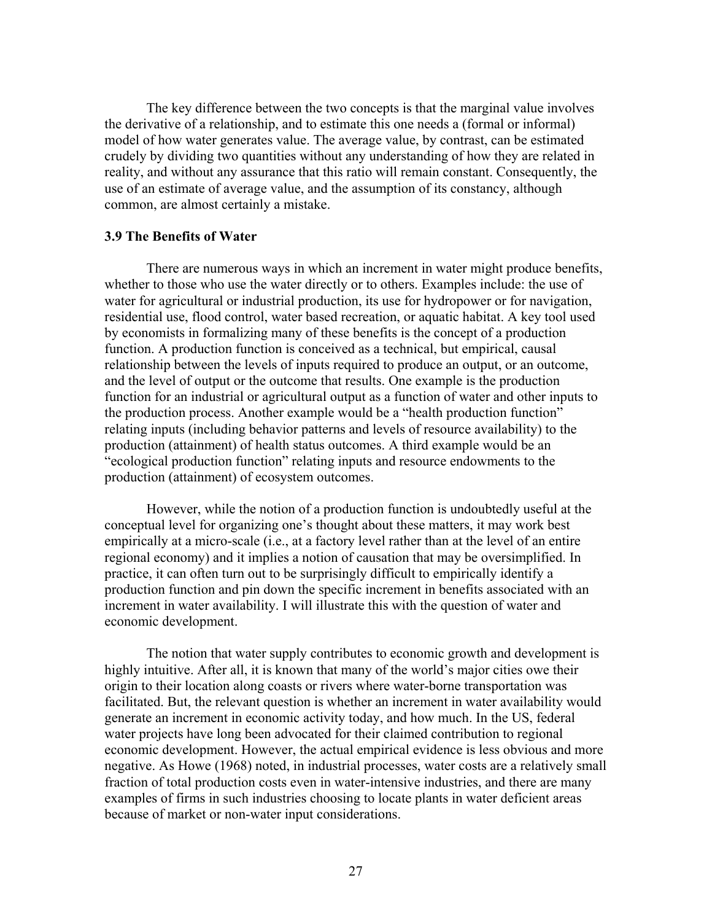The key difference between the two concepts is that the marginal value involves the derivative of a relationship, and to estimate this one needs a (formal or informal) model of how water generates value. The average value, by contrast, can be estimated crudely by dividing two quantities without any understanding of how they are related in reality, and without any assurance that this ratio will remain constant. Consequently, the use of an estimate of average value, and the assumption of its constancy, although common, are almost certainly a mistake.

### 3.9 The Benefits of Water

There are numerous ways in which an increment in water might produce benefits, whether to those who use the water directly or to others. Examples include: the use of water for agricultural or industrial production, its use for hydropower or for navigation, residential use, flood control, water based recreation, or aquatic habitat. A key tool used by economists in formalizing many of these benefits is the concept of a production function. A production function is conceived as a technical, but empirical, causal relationship between the levels of inputs required to produce an output, or an outcome, and the level of output or the outcome that results. One example is the production function for an industrial or agricultural output as a function of water and other inputs to the production process. Another example would be a "health production function" relating inputs (including behavior patterns and levels of resource availability) to the production (attainment) of health status outcomes. A third example would be an "ecological production function" relating inputs and resource endowments to the production (attainment) of ecosystem outcomes.

However, while the notion of a production function is undoubtedly useful at the conceptual level for organizing one's thought about these matters, it may work best empirically at a micro-scale (i.e., at a factory level rather than at the level of an entire regional economy) and it implies a notion of causation that may be oversimplified. In practice, it can often turn out to be surprisingly difficult to empirically identify a production function and pin down the specific increment in benefits associated with an increment in water availability. I will illustrate this with the question of water and economic development.

The notion that water supply contributes to economic growth and development is highly intuitive. After all, it is known that many of the world's major cities owe their origin to their location along coasts or rivers where water-borne transportation was facilitated. But, the relevant question is whether an increment in water availability would generate an increment in economic activity today, and how much. In the US, federal water projects have long been advocated for their claimed contribution to regional economic development. However, the actual empirical evidence is less obvious and more negative. As Howe (1968) noted, in industrial processes, water costs are a relatively small fraction of total production costs even in water-intensive industries, and there are many examples of firms in such industries choosing to locate plants in water deficient areas because of market or non-water input considerations.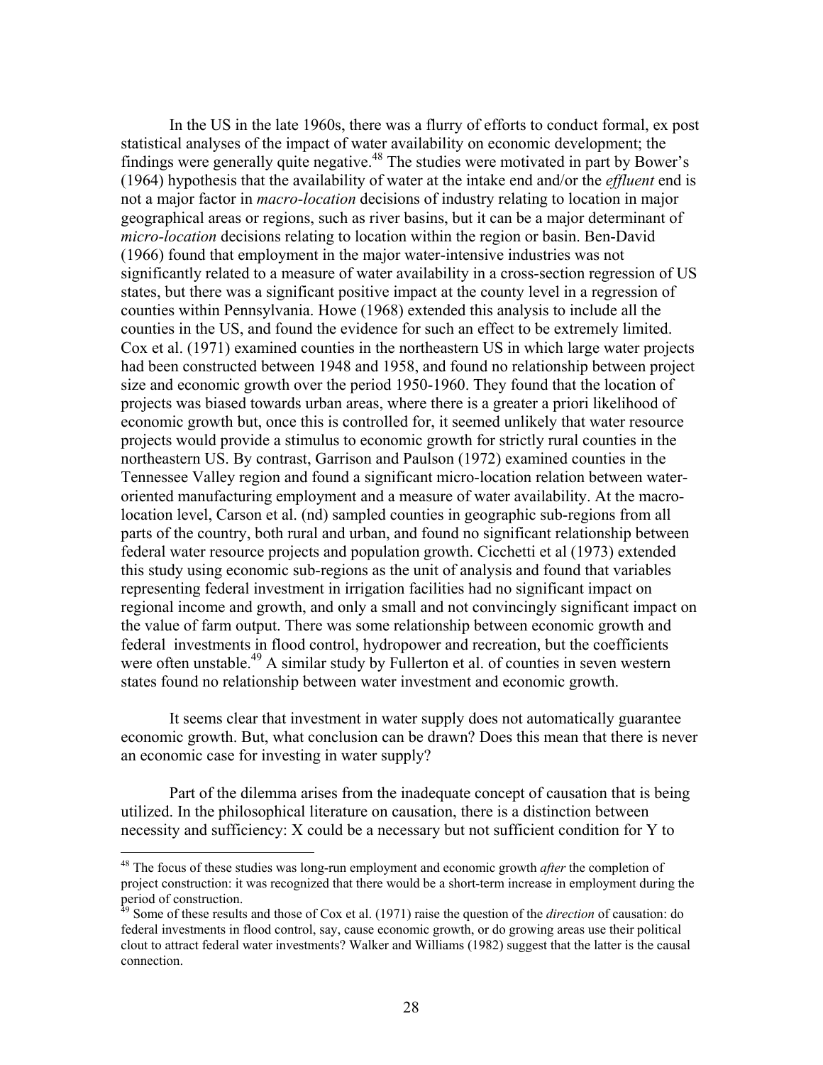In the US in the late 1960s, there was a flurry of efforts to conduct formal, ex post statistical analyses of the impact of water availability on economic development; the findings were generally quite negative.[48] The studies were motivated in part by Bower's (1964) hypothesis that the availability of water at the intake end and/or the *effluent* end is not a major factor in *macro-location* decisions of industry relating to location in major geographical areas or regions, such as river basins, but it can be a major determinant of *micro-location* decisions relating to location within the region or basin. Ben-David (1966) found that employment in the major water-intensive industries was not significantly related to a measure of water availability in a cross-section regression of US states, but there was a significant positive impact at the county level in a regression of counties within Pennsylvania. Howe (1968) extended this analysis to include all the counties in the US, and found the evidence for such an effect to be extremely limited. Cox et al. (1971) examined counties in the northeastern US in which large water projects had been constructed between 1948 and 1958, and found no relationship between project size and economic growth over the period 1950-1960. They found that the location of projects was biased towards urban areas, where there is a greater a priori likelihood of economic growth but, once this is controlled for, it seemed unlikely that water resource projects would provide a stimulus to economic growth for strictly rural counties in the northeastern US. By contrast, Garrison and Paulson (1972) examined counties in the Tennessee Valley region and found a significant micro-location relation between water-oriented manufacturing employment and a measure of water availability. At the macro-location level, Carson et al. (nd) sampled counties in geographic sub-regions from all parts of the country, both rural and urban, and found no significant relationship between federal water resource projects and population growth. Cicchetti et al (1973) extended this study using economic sub-regions as the unit of analysis and found that variables representing federal investment in irrigation facilities had no significant impact on regional income and growth, and only a small and not convincingly significant impact on the value of farm output. There was some relationship between economic growth and federal investments in flood control, hydropower and recreation, but the coefficients were often unstable.[49] A similar study by Fullerton et al. of counties in seven western states found no relationship between water investment and economic growth.

It seems clear that investment in water supply does not automatically guarantee economic growth. But, what conclusion can be drawn? Does this mean that there is never an economic case for investing in water supply?

Part of the dilemma arises from the inadequate concept of causation that is being utilized. In the philosophical literature on causation, there is a distinction between necessity and sufficiency: X could be a necessary but not sufficient condition for Y to

---

[48] The focus of these studies was long-run employment and economic growth *after* the completion of project construction: it was recognized that there would be a short-term increase in employment during the period of construction.

[49] Some of these results and those of Cox et al. (1971) raise the question of the *direction* of causation: do federal investments in flood control, say, cause economic growth, or do growing areas use their political clout to attract federal water investments? Walker and Williams (1982) suggest that the latter is the causal connection.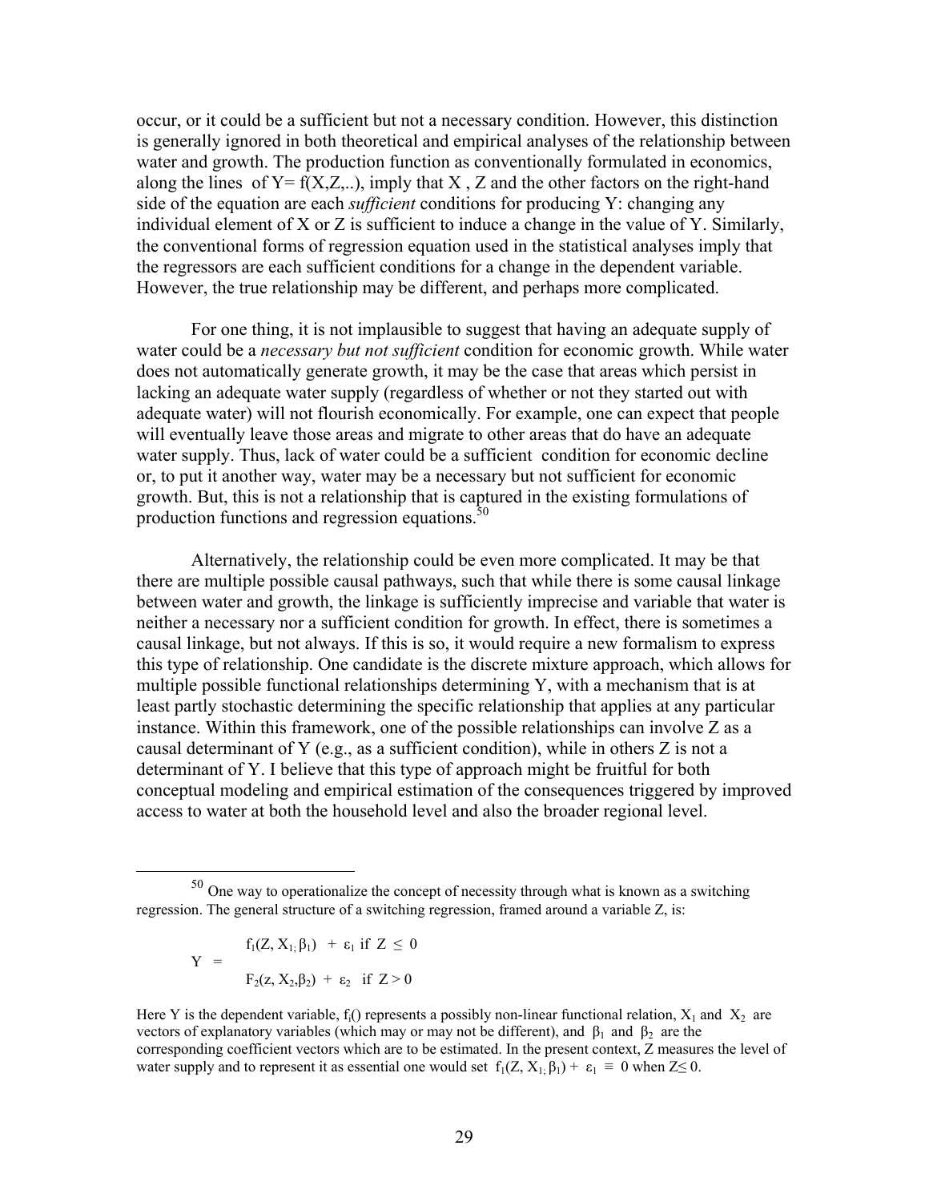occur, or it could be a sufficient but not a necessary condition. However, this distinction is generally ignored in both theoretical and empirical analyses of the relationship between water and growth. The production function as conventionally formulated in economics, along the lines of $Y = f(X,Z,..)$, imply that X , Z and the other factors on the right-hand side of the equation are each *sufficient* conditions for producing Y: changing any individual element of X or Z is sufficient to induce a change in the value of Y. Similarly, the conventional forms of regression equation used in the statistical analyses imply that the regressors are each sufficient conditions for a change in the dependent variable. However, the true relationship may be different, and perhaps more complicated.

For one thing, it is not implausible to suggest that having an adequate supply of water could be a *necessary but not sufficient* condition for economic growth. While water does not automatically generate growth, it may be the case that areas which persist in lacking an adequate water supply (regardless of whether or not they started out with adequate water) will not flourish economically. For example, one can expect that people will eventually leave those areas and migrate to other areas that do have an adequate water supply. Thus, lack of water could be a sufficient condition for economic decline or, to put it another way, water may be a necessary but not sufficient for economic growth. But, this is not a relationship that is captured in the existing formulations of production functions and regression equations.[50]

Alternatively, the relationship could be even more complicated. It may be that there are multiple possible causal pathways, such that while there is some causal linkage between water and growth, the linkage is sufficiently imprecise and variable that water is neither a necessary nor a sufficient condition for growth. In effect, there is sometimes a causal linkage, but not always. If this is so, it would require a new formalism to express this type of relationship. One candidate is the discrete mixture approach, which allows for multiple possible functional relationships determining Y, with a mechanism that is at least partly stochastic determining the specific relationship that applies at any particular instance. Within this framework, one of the possible relationships can involve Z as a causal determinant of Y (e.g., as a sufficient condition), while in others Z is not a determinant of Y. I believe that this type of approach might be fruitful for both conceptual modeling and empirical estimation of the consequences triggered by improved access to water at both the household level and also the broader regional level.

---

[50] One way to operationalize the concept of necessity through what is known as a switching regression. The general structure of a switching regression, framed around a variable Z, is:

$$
Y = \begin{cases} f_1(Z, X_1; \beta_1) + \varepsilon_1 & \text{if } Z \leq 0 \\ F_2(z, X_2, \beta_2) + \varepsilon_2 & \text{if } Z > 0 \end{cases}
$$

Here Y is the dependent variable, $f_i()$ represents a possibly non-linear functional relation, $X_1$ and $X_2$ are vectors of explanatory variables (which may or may not be different), and $\beta_1$ and $\beta_2$ are the corresponding coefficient vectors which are to be estimated. In the present context, Z measures the level of water supply and to represent it as essential one would set $f_1(Z, X_1; \beta_1) + \varepsilon_1 \equiv 0$ when $Z \leq 0$.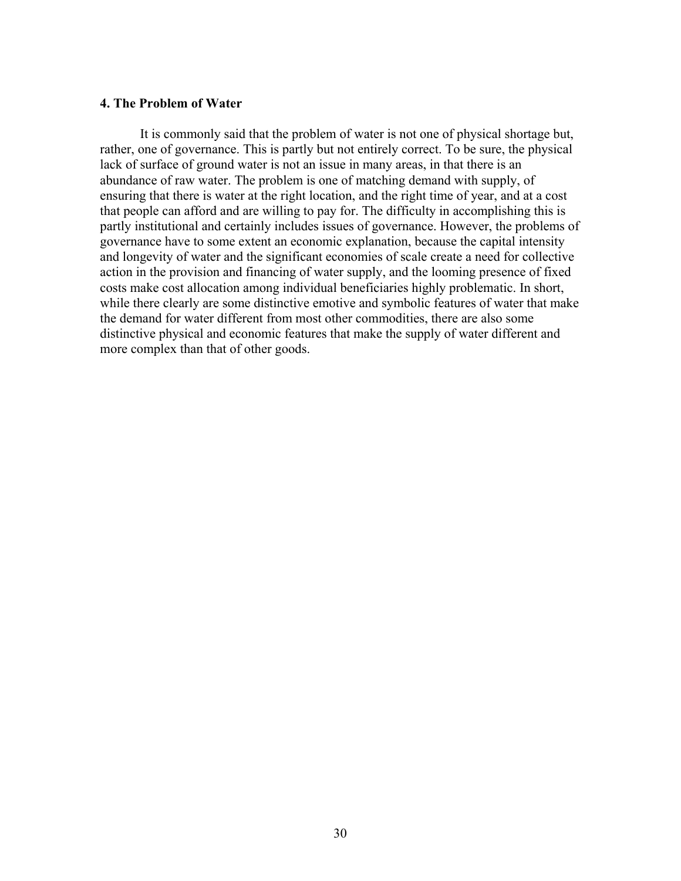### 4. The Problem of Water

It is commonly said that the problem of water is not one of physical shortage but, rather, one of governance. This is partly but not entirely correct. To be sure, the physical lack of surface of ground water is not an issue in many areas, in that there is an abundance of raw water. The problem is one of matching demand with supply, of ensuring that there is water at the right location, and the right time of year, and at a cost that people can afford and are willing to pay for. The difficulty in accomplishing this is partly institutional and certainly includes issues of governance. However, the problems of governance have to some extent an economic explanation, because the capital intensity and longevity of water and the significant economies of scale create a need for collective action in the provision and financing of water supply, and the looming presence of fixed costs make cost allocation among individual beneficiaries highly problematic. In short, while there clearly are some distinctive emotive and symbolic features of water that make the demand for water different from most other commodities, there are also some distinctive physical and economic features that make the supply of water different and more complex than that of other goods.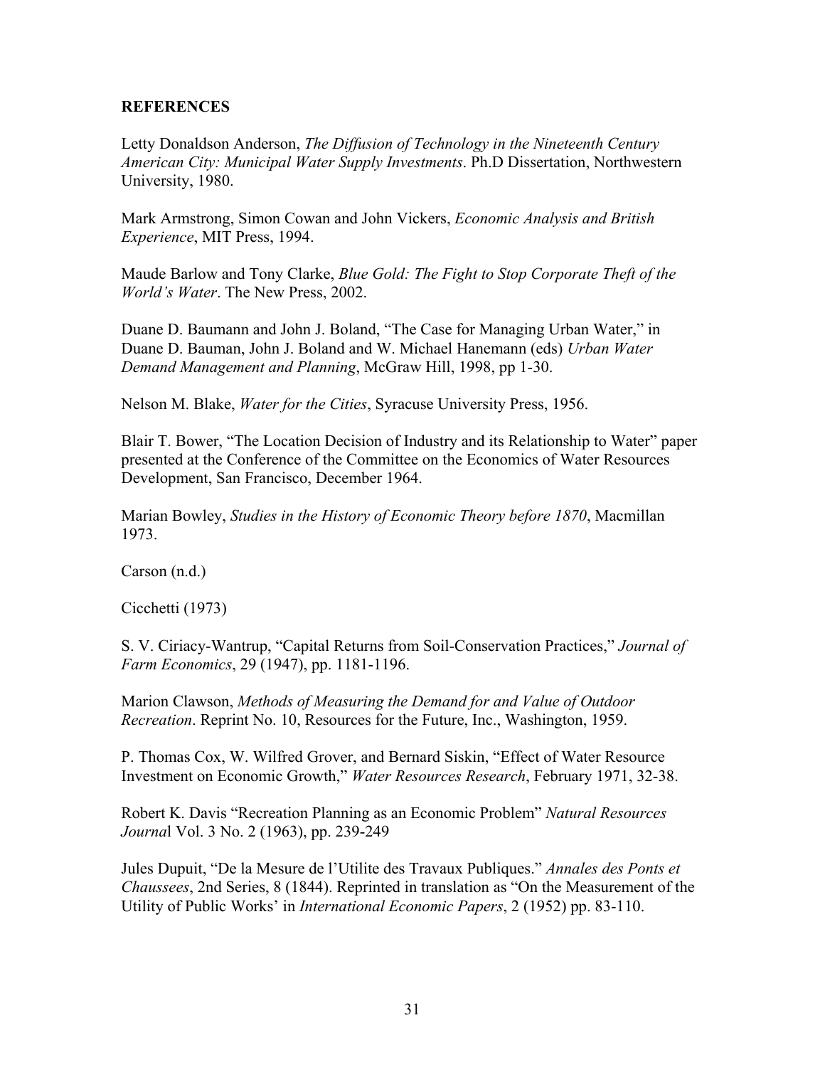## REFERENCES

Letty Donaldson Anderson, *The Diffusion of Technology in the Nineteenth Century American City: Municipal Water Supply Investments*. Ph.D Dissertation, Northwestern University, 1980.

Mark Armstrong, Simon Cowan and John Vickers, *Economic Analysis and British Experience*, MIT Press, 1994.

Maude Barlow and Tony Clarke, *Blue Gold: The Fight to Stop Corporate Theft of the World's Water*. The New Press, 2002.

Duane D. Baumann and John J. Boland, "The Case for Managing Urban Water," in Duane D. Bauman, John J. Boland and W. Michael Hanemann (eds) *Urban Water Demand Management and Planning*, McGraw Hill, 1998, pp 1-30.

Nelson M. Blake, *Water for the Cities*, Syracuse University Press, 1956.

Blair T. Bower, "The Location Decision of Industry and its Relationship to Water" paper presented at the Conference of the Committee on the Economics of Water Resources Development, San Francisco, December 1964.

Marian Bowley, *Studies in the History of Economic Theory before 1870*, Macmillan 1973.

Carson (n.d.)

Cicchetti (1973)

S. V. Ciriacy-Wantrup, "Capital Returns from Soil-Conservation Practices," *Journal of Farm Economics*, 29 (1947), pp. 1181-1196.

Marion Clawson, *Methods of Measuring the Demand for and Value of Outdoor Recreation*. Reprint No. 10, Resources for the Future, Inc., Washington, 1959.

P. Thomas Cox, W. Wilfred Grover, and Bernard Siskin, "Effect of Water Resource Investment on Economic Growth," *Water Resources Research*, February 1971, 32-38.

Robert K. Davis "Recreation Planning as an Economic Problem" *Natural Resources Journal* Vol. 3 No. 2 (1963), pp. 239-249

Jules Dupuit, "De la Mesure de l'Utilite des Travaux Publiques." *Annales des Ponts et Chaussees*, 2nd Series, 8 (1844). Reprinted in translation as "On the Measurement of the Utility of Public Works' in *International Economic Papers*, 2 (1952) pp. 83-110.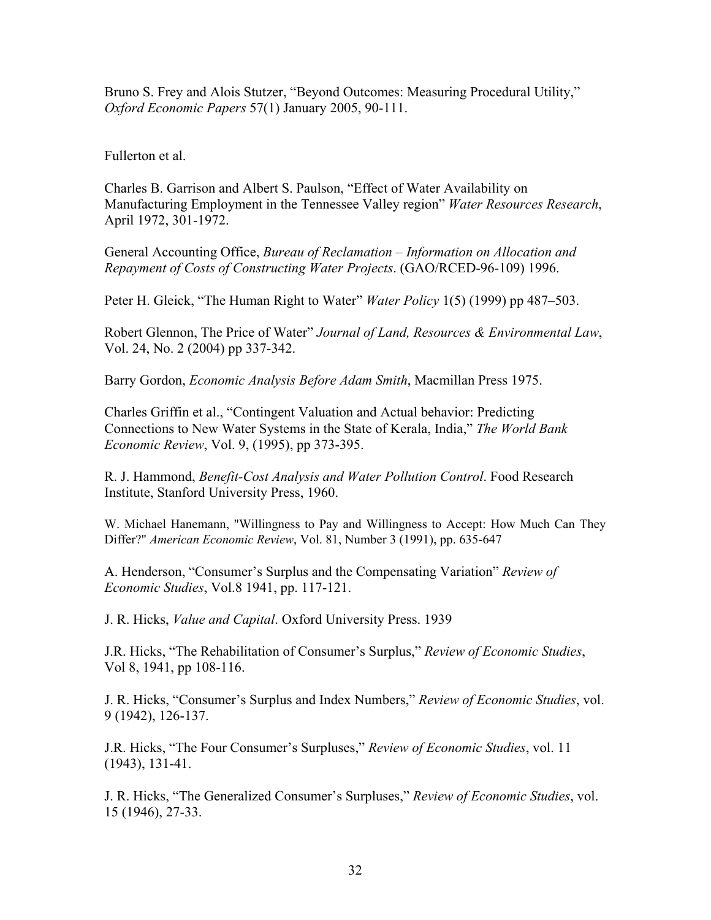Bruno S. Frey and Alois Stutzer, "Beyond Outcomes: Measuring Procedural Utility," *Oxford Economic Papers* 57(1) January 2005, 90-111.

Fullerton et al.

Charles B. Garrison and Albert S. Paulson, "Effect of Water Availability on Manufacturing Employment in the Tennessee Valley region" *Water Resources Research*, April 1972, 301-1972.

General Accounting Office, *Bureau of Reclamation – Information on Allocation and Repayment of Costs of Constructing Water Projects*. (GAO/RCED-96-109) 1996.

Peter H. Gleick, "The Human Right to Water" *Water Policy* 1(5) (1999) pp 487–503.

Robert Glennon, The Price of Water" *Journal of Land, Resources & Environmental Law*, Vol. 24, No. 2 (2004) pp 337-342.

Barry Gordon, *Economic Analysis Before Adam Smith*, Macmillan Press 1975.

Charles Griffin et al., "Contingent Valuation and Actual behavior: Predicting Connections to New Water Systems in the State of Kerala, India," *The World Bank Economic Review*, Vol. 9, (1995), pp 373-395.

R. J. Hammond, *Benefit-Cost Analysis and Water Pollution Control*. Food Research Institute, Stanford University Press, 1960.

W. Michael Hanemann, "Willingness to Pay and Willingness to Accept: How Much Can They Differ?" *American Economic Review*, Vol. 81, Number 3 (1991), pp. 635-647

A. Henderson, "Consumer's Surplus and the Compensating Variation" *Review of Economic Studies*, Vol.8 1941, pp. 117-121.

J. R. Hicks, *Value and Capital*. Oxford University Press. 1939

J.R. Hicks, "The Rehabilitation of Consumer's Surplus," *Review of Economic Studies*, Vol 8, 1941, pp 108-116.

J. R. Hicks, "Consumer's Surplus and Index Numbers," *Review of Economic Studies*, vol. 9 (1942), 126-137.

J.R. Hicks, "The Four Consumer's Surpluses," *Review of Economic Studies*, vol. 11 (1943), 131-41.

J. R. Hicks, "The Generalized Consumer's Surpluses," *Review of Economic Studies*, vol. 15 (1946), 27-33.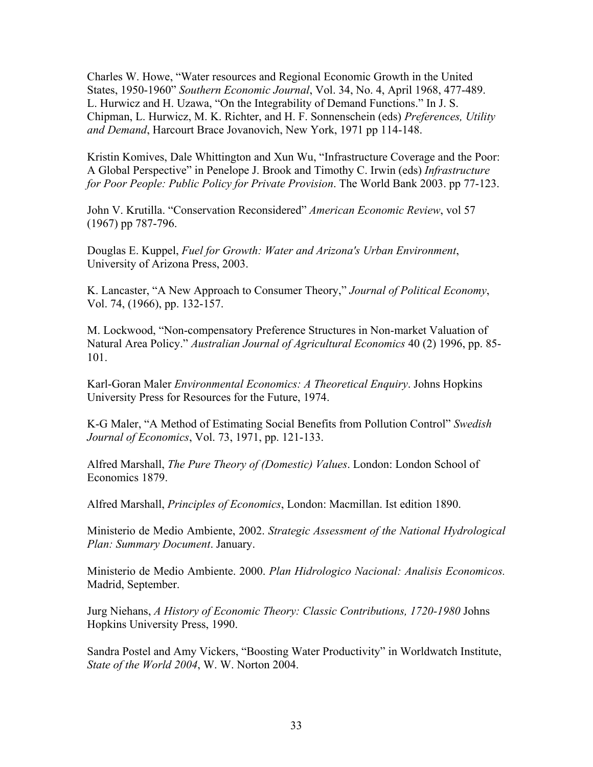Charles W. Howe, "Water resources and Regional Economic Growth in the United States, 1950-1960" *Southern Economic Journal*, Vol. 34, No. 4, April 1968, 477-489.
L. Hurwicz and H. Uzawa, "On the Integrability of Demand Functions." In J. S. Chipman, L. Hurwicz, M. K. Richter, and H. F. Sonnenschein (eds) *Preferences, Utility and Demand*, Harcourt Brace Jovanovich, New York, 1971 pp 114-148.

Kristin Komives, Dale Whittington and Xun Wu, "Infrastructure Coverage and the Poor: A Global Perspective" in Penelope J. Brook and Timothy C. Irwin (eds) *Infrastructure for Poor People: Public Policy for Private Provision*. The World Bank 2003. pp 77-123.

John V. Krutilla. "Conservation Reconsidered" *American Economic Review*, vol 57 (1967) pp 787-796.

Douglas E. Kuppel, *Fuel for Growth: Water and Arizona's Urban Environment*, University of Arizona Press, 2003.

K. Lancaster, "A New Approach to Consumer Theory," *Journal of Political Economy*, Vol. 74, (1966), pp. 132-157.

M. Lockwood, "Non-compensatory Preference Structures in Non-market Valuation of Natural Area Policy." *Australian Journal of Agricultural Economics* 40 (2) 1996, pp. 85-101.

Karl-Goran Maler *Environmental Economics: A Theoretical Enquiry*. Johns Hopkins University Press for Resources for the Future, 1974.

K-G Maler, "A Method of Estimating Social Benefits from Pollution Control" *Swedish Journal of Economics*, Vol. 73, 1971, pp. 121-133.

Alfred Marshall, *The Pure Theory of (Domestic) Values*. London: London School of Economics 1879.

Alfred Marshall, *Principles of Economics*, London: Macmillan. Ist edition 1890.

Ministerio de Medio Ambiente, 2002. *Strategic Assessment of the National Hydrological Plan: Summary Document*. January.

Ministerio de Medio Ambiente. 2000. *Plan Hidrologico Nacional: Analisis Economicos.* Madrid, September.

Jurg Niehans, *A History of Economic Theory: Classic Contributions, 1720-1980* Johns Hopkins University Press, 1990.

Sandra Postel and Amy Vickers, "Boosting Water Productivity" in Worldwatch Institute, *State of the World 2004*, W. W. Norton 2004.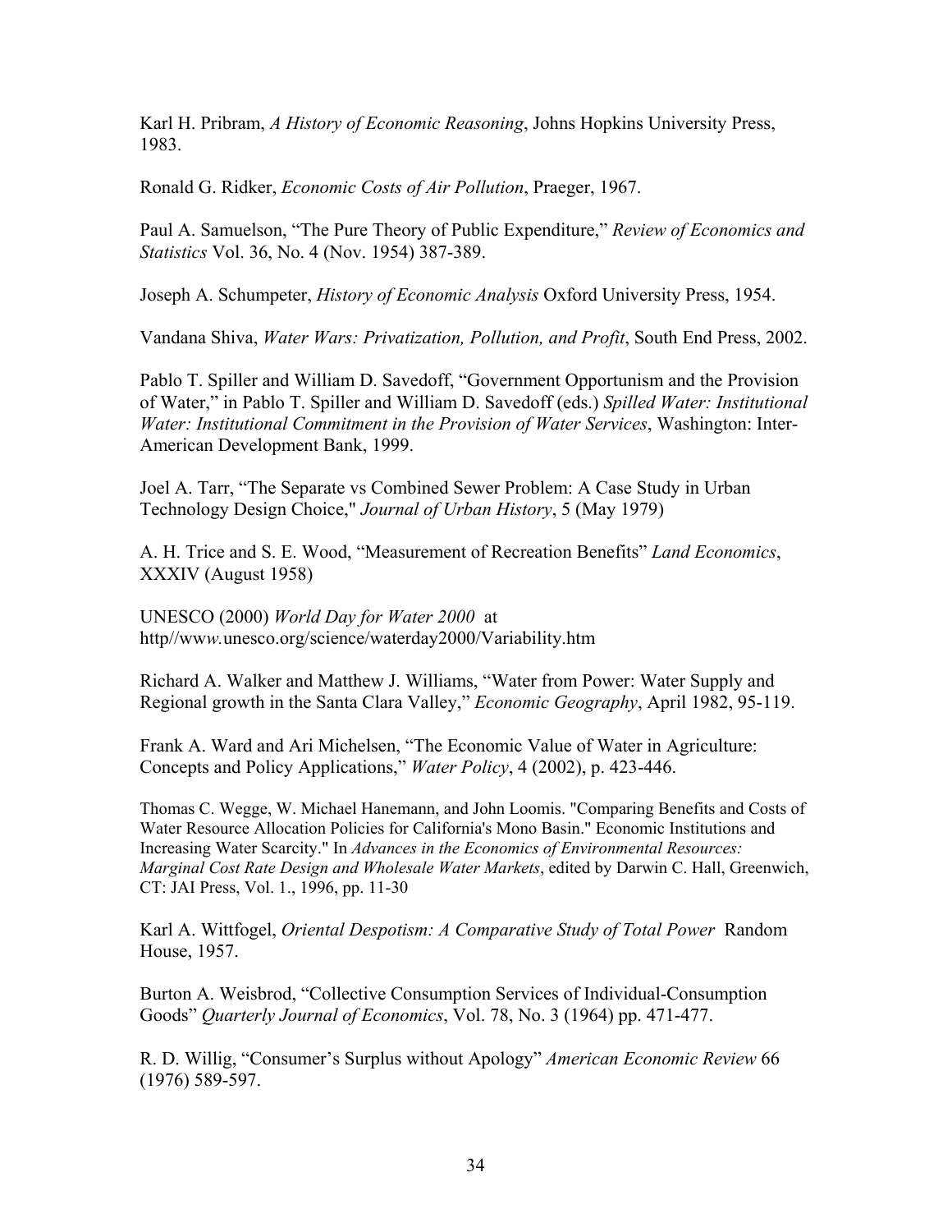Karl H. Pribram, *A History of Economic Reasoning*, Johns Hopkins University Press, 1983.

Ronald G. Ridker, *Economic Costs of Air Pollution*, Praeger, 1967.

Paul A. Samuelson, "The Pure Theory of Public Expenditure," *Review of Economics and Statistics* Vol. 36, No. 4 (Nov. 1954) 387-389.

Joseph A. Schumpeter, *History of Economic Analysis* Oxford University Press, 1954.

Vandana Shiva, *Water Wars: Privatization, Pollution, and Profit*, South End Press, 2002.

Pablo T. Spiller and William D. Savedoff, "Government Opportunism and the Provision of Water," in Pablo T. Spiller and William D. Savedoff (eds.) *Spilled Water: Institutional Water: Institutional Commitment in the Provision of Water Services*, Washington: Inter-American Development Bank, 1999.

Joel A. Tarr, "The Separate vs Combined Sewer Problem: A Case Study in Urban Technology Design Choice," *Journal of Urban History*, 5 (May 1979)

A. H. Trice and S. E. Wood, "Measurement of Recreation Benefits" *Land Economics*, XXXIV (August 1958)

UNESCO (2000) *World Day for Water 2000* at http//www.unesco.org/science/waterday2000/Variability.htm

Richard A. Walker and Matthew J. Williams, "Water from Power: Water Supply and Regional growth in the Santa Clara Valley," *Economic Geography*, April 1982, 95-119.

Frank A. Ward and Ari Michelsen, "The Economic Value of Water in Agriculture: Concepts and Policy Applications," *Water Policy*, 4 (2002), p. 423-446.

Thomas C. Wegge, W. Michael Hanemann, and John Loomis. "Comparing Benefits and Costs of Water Resource Allocation Policies for California's Mono Basin." Economic Institutions and Increasing Water Scarcity." In *Advances in the Economics of Environmental Resources: Marginal Cost Rate Design and Wholesale Water Markets*, edited by Darwin C. Hall, Greenwich, CT: JAI Press, Vol. 1., 1996, pp. 11-30

Karl A. Wittfogel, *Oriental Despotism: A Comparative Study of Total Power* Random House, 1957.

Burton A. Weisbrod, "Collective Consumption Services of Individual-Consumption Goods" *Quarterly Journal of Economics*, Vol. 78, No. 3 (1964) pp. 471-477.

R. D. Willig, "Consumer's Surplus without Apology" *American Economic Review* 66 (1976) 589-597.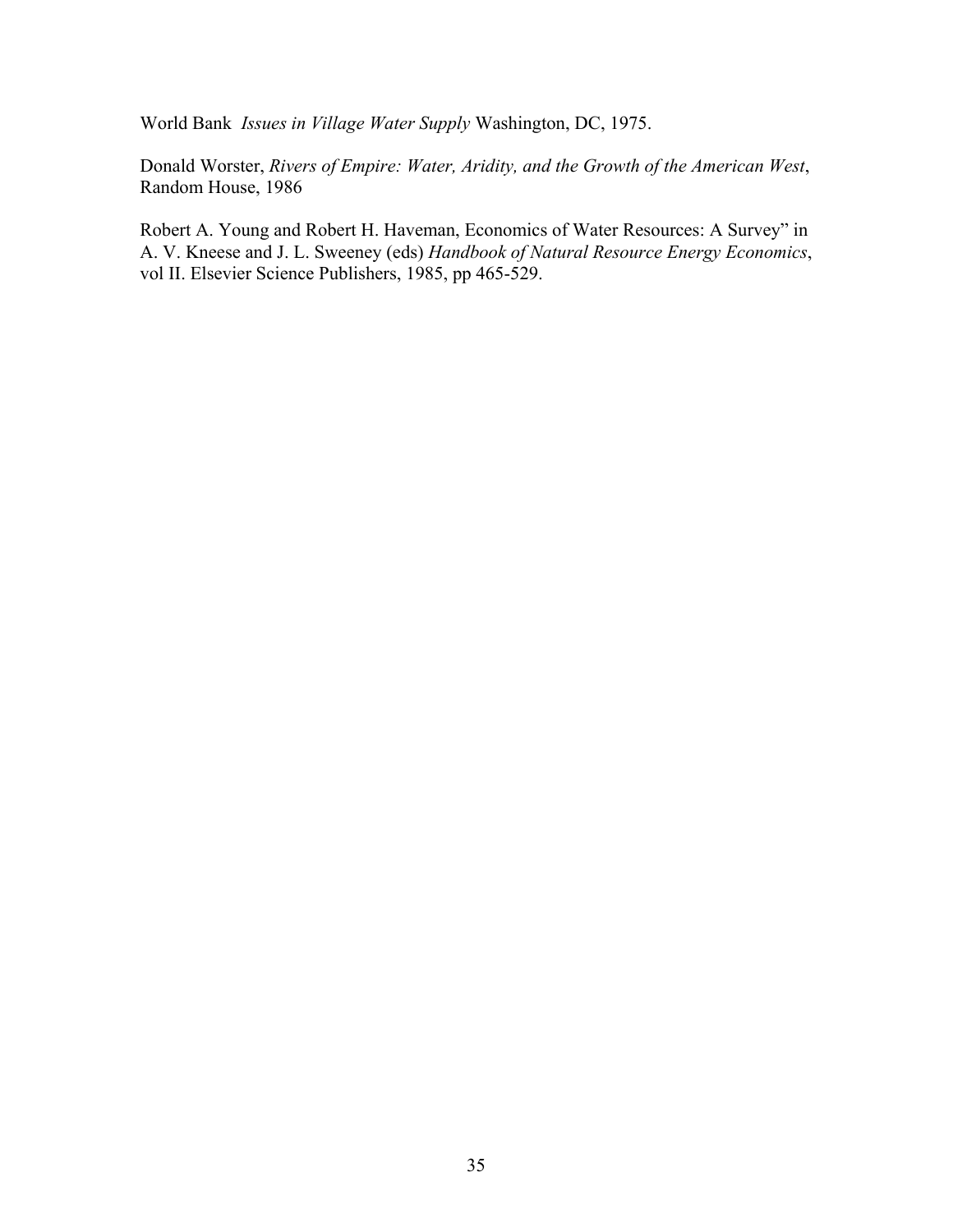World Bank *Issues in Village Water Supply* Washington, DC, 1975.

Donald Worster, *Rivers of Empire: Water, Aridity, and the Growth of the American West*, Random House, 1986

Robert A. Young and Robert H. Haveman, Economics of Water Resources: A Survey" in A. V. Kneese and J. L. Sweeney (eds) *Handbook of Natural Resource Energy Economics*, vol II. Elsevier Science Publishers, 1985, pp 465-529.